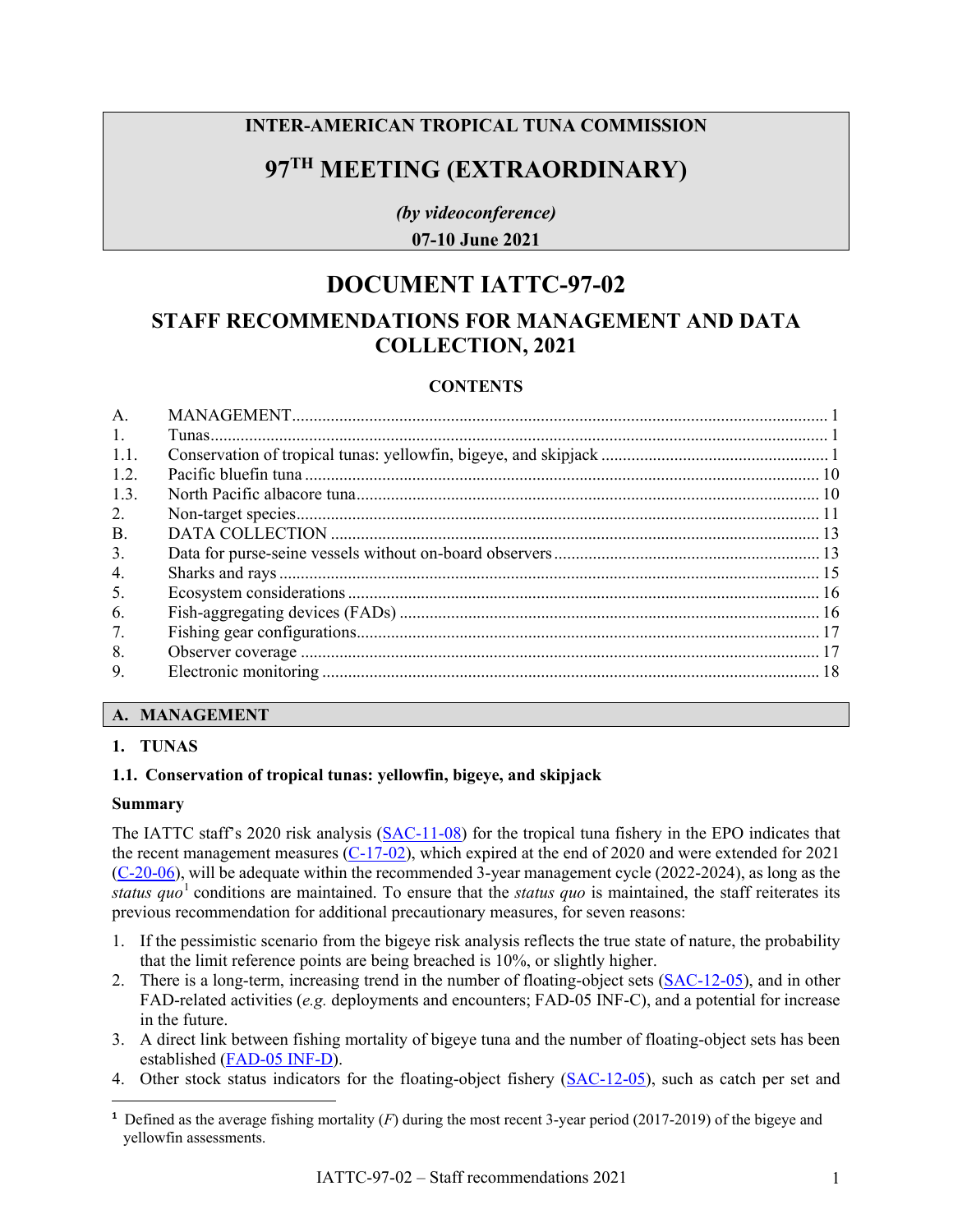**INTER-AMERICAN TROPICAL TUNA COMMISSION**

# 97TH MEETING (EXTRAORDINARY)

***(by videoconference)***

**07-10 June 2021**

# DOCUMENT IATTC-97-02

## STAFF RECOMMENDATIONS FOR MANAGEMENT AND DATA COLLECTION, 2021

**CONTENTS**

| | | |
|---|---|---|
| A. | MANAGEMENT | 1 |
| 1. | Tunas | 1 |
| 1.1. | Conservation of tropical tunas: yellowfin, bigeye, and skipjack | 1 |
| 1.2. | Pacific bluefin tuna | 10 |
| 1.3. | North Pacific albacore tuna | 10 |
| 2. | Non-target species | 11 |
| B. | DATA COLLECTION | 13 |
| 3. | Data for purse-seine vessels without on-board observers | 13 |
| 4. | Sharks and rays | 15 |
| 5. | Ecosystem considerations | 16 |
| 6. | Fish-aggregating devices (FADs) | 16 |
| 7. | Fishing gear configurations | 17 |
| 8. | Observer coverage | 17 |
| 9. | Electronic monitoring | 18 |

## A. MANAGEMENT

### 1. TUNAS

### 1.1. Conservation of tropical tunas: yellowfin, bigeye, and skipjack

**Summary**

The IATTC staff's 2020 risk analysis (SAC-11-08) for the tropical tuna fishery in the EPO indicates that the recent management measures (C-17-02), which expired at the end of 2020 and were extended for 2021 (C-20-06), will be adequate within the recommended 3-year management cycle (2022-2024), as long as the *status quo*[1] conditions are maintained. To ensure that the *status quo* is maintained, the staff reiterates its previous recommendation for additional precautionary measures, for seven reasons:

1. If the pessimistic scenario from the bigeye risk analysis reflects the true state of nature, the probability that the limit reference points are being breached is 10%, or slightly higher.
2. There is a long-term, increasing trend in the number of floating-object sets (SAC-12-05), and in other FAD-related activities (*e.g.* deployments and encounters; FAD-05 INF-C), and a potential for increase in the future.
3. A direct link between fishing mortality of bigeye tuna and the number of floating-object sets has been established (FAD-05 INF-D).
4. Other stock status indicators for the floating-object fishery (SAC-12-05), such as catch per set and

[1] Defined as the average fishing mortality ($F$) during the most recent 3-year period (2017-2019) of the bigeye and yellowfin assessments.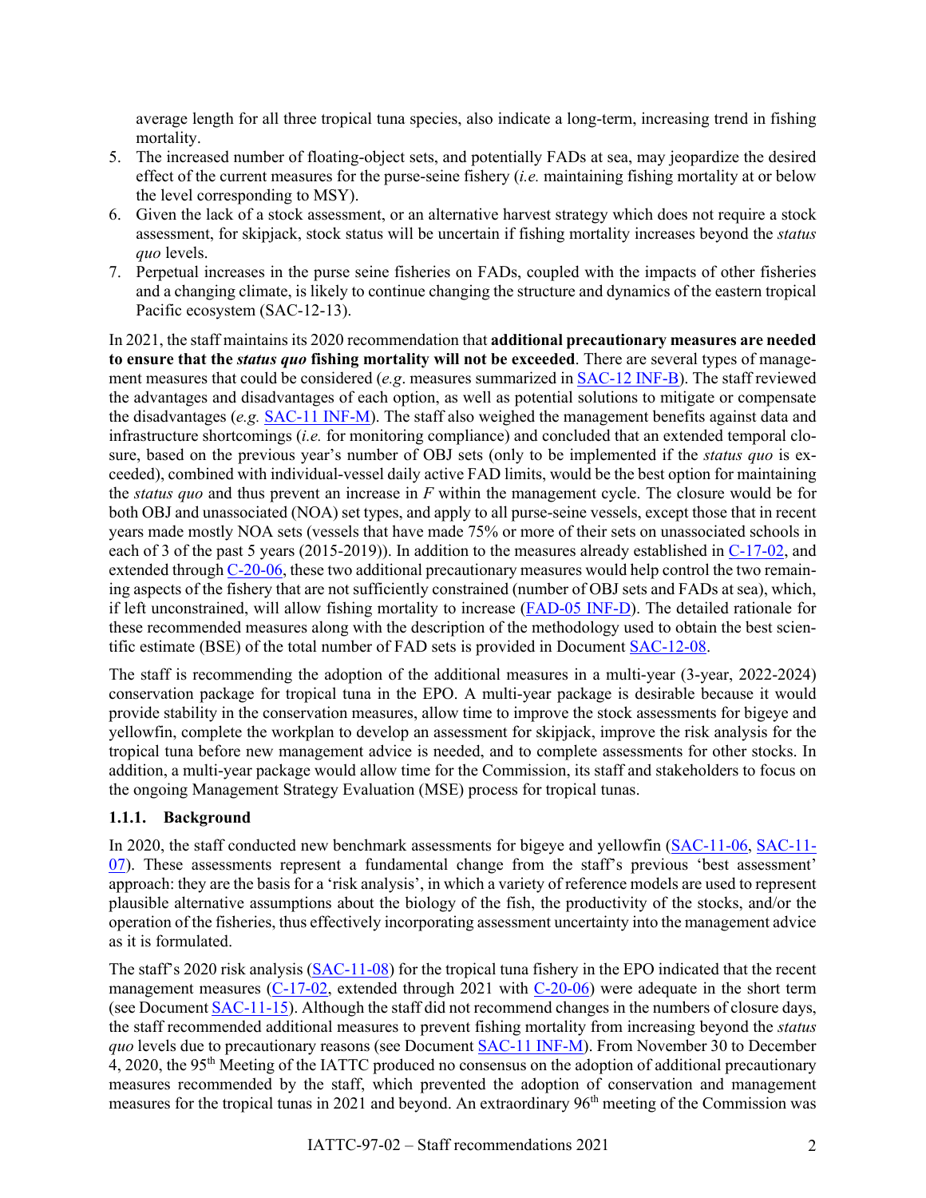average length for all three tropical tuna species, also indicate a long-term, increasing trend in fishing mortality.

5. The increased number of floating-object sets, and potentially FADs at sea, may jeopardize the desired effect of the current measures for the purse-seine fishery (*i.e.* maintaining fishing mortality at or below the level corresponding to MSY).
6. Given the lack of a stock assessment, or an alternative harvest strategy which does not require a stock assessment, for skipjack, stock status will be uncertain if fishing mortality increases beyond the *status quo* levels.
7. Perpetual increases in the purse seine fisheries on FADs, coupled with the impacts of other fisheries and a changing climate, is likely to continue changing the structure and dynamics of the eastern tropical Pacific ecosystem (SAC-12-13).

In 2021, the staff maintains its 2020 recommendation that **additional precautionary measures are needed to ensure that the *status quo* fishing mortality will not be exceeded**. There are several types of management measures that could be considered (*e.g*. measures summarized in SAC-12 INF-B). The staff reviewed the advantages and disadvantages of each option, as well as potential solutions to mitigate or compensate the disadvantages (*e.g.* SAC-11 INF-M). The staff also weighed the management benefits against data and infrastructure shortcomings (*i.e.* for monitoring compliance) and concluded that an extended temporal closure, based on the previous year's number of OBJ sets (only to be implemented if the *status quo* is exceeded), combined with individual-vessel daily active FAD limits, would be the best option for maintaining the *status quo* and thus prevent an increase in *F* within the management cycle. The closure would be for both OBJ and unassociated (NOA) set types, and apply to all purse-seine vessels, except those that in recent years made mostly NOA sets (vessels that have made 75% or more of their sets on unassociated schools in each of 3 of the past 5 years (2015-2019)). In addition to the measures already established in C-17-02, and extended through C-20-06, these two additional precautionary measures would help control the two remaining aspects of the fishery that are not sufficiently constrained (number of OBJ sets and FADs at sea), which, if left unconstrained, will allow fishing mortality to increase (FAD-05 INF-D). The detailed rationale for these recommended measures along with the description of the methodology used to obtain the best scientific estimate (BSE) of the total number of FAD sets is provided in Document SAC-12-08.

The staff is recommending the adoption of the additional measures in a multi-year (3-year, 2022-2024) conservation package for tropical tuna in the EPO. A multi-year package is desirable because it would provide stability in the conservation measures, allow time to improve the stock assessments for bigeye and yellowfin, complete the workplan to develop an assessment for skipjack, improve the risk analysis for the tropical tuna before new management advice is needed, and to complete assessments for other stocks. In addition, a multi-year package would allow time for the Commission, its staff and stakeholders to focus on the ongoing Management Strategy Evaluation (MSE) process for tropical tunas.

### 1.1.1. Background

In 2020, the staff conducted new benchmark assessments for bigeye and yellowfin (SAC-11-06, SAC-11-07). These assessments represent a fundamental change from the staff's previous 'best assessment' approach: they are the basis for a 'risk analysis', in which a variety of reference models are used to represent plausible alternative assumptions about the biology of the fish, the productivity of the stocks, and/or the operation of the fisheries, thus effectively incorporating assessment uncertainty into the management advice as it is formulated.

The staff's 2020 risk analysis (SAC-11-08) for the tropical tuna fishery in the EPO indicated that the recent management measures (C-17-02, extended through 2021 with C-20-06) were adequate in the short term (see Document SAC-11-15). Although the staff did not recommend changes in the numbers of closure days, the staff recommended additional measures to prevent fishing mortality from increasing beyond the *status quo* levels due to precautionary reasons (see Document SAC-11 INF-M). From November 30 to December 4, 2020, the 95th Meeting of the IATTC produced no consensus on the adoption of additional precautionary measures recommended by the staff, which prevented the adoption of conservation and management measures for the tropical tunas in 2021 and beyond. An extraordinary 96th meeting of the Commission was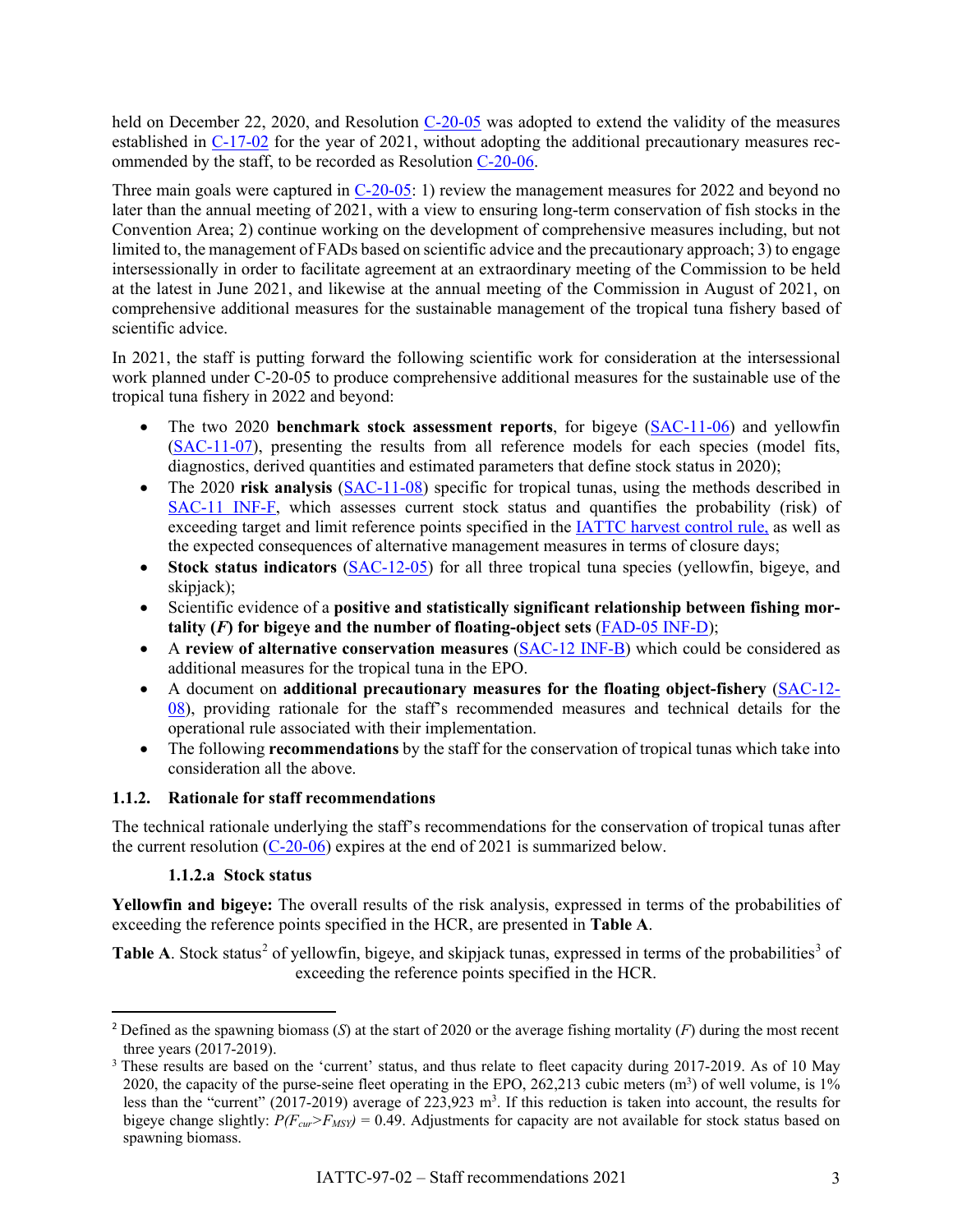held on December 22, 2020, and Resolution C-20-05 was adopted to extend the validity of the measures established in C-17-02 for the year of 2021, without adopting the additional precautionary measures recommended by the staff, to be recorded as Resolution C-20-06.

Three main goals were captured in C-20-05: 1) review the management measures for 2022 and beyond no later than the annual meeting of 2021, with a view to ensuring long-term conservation of fish stocks in the Convention Area; 2) continue working on the development of comprehensive measures including, but not limited to, the management of FADs based on scientific advice and the precautionary approach; 3) to engage intersessionally in order to facilitate agreement at an extraordinary meeting of the Commission to be held at the latest in June 2021, and likewise at the annual meeting of the Commission in August of 2021, on comprehensive additional measures for the sustainable management of the tropical tuna fishery based of scientific advice.

In 2021, the staff is putting forward the following scientific work for consideration at the intersessional work planned under C-20-05 to produce comprehensive additional measures for the sustainable use of the tropical tuna fishery in 2022 and beyond:

- The two 2020 **benchmark stock assessment reports**, for bigeye (SAC-11-06) and yellowfin (SAC-11-07), presenting the results from all reference models for each species (model fits, diagnostics, derived quantities and estimated parameters that define stock status in 2020);
- The 2020 **risk analysis** (SAC-11-08) specific for tropical tunas, using the methods described in SAC-11 INF-F, which assesses current stock status and quantifies the probability (risk) of exceeding target and limit reference points specified in the IATTC harvest control rule, as well as the expected consequences of alternative management measures in terms of closure days;
- **Stock status indicators** (SAC-12-05) for all three tropical tuna species (yellowfin, bigeye, and skipjack);
- Scientific evidence of a **positive and statistically significant relationship between fishing mortality (*F*) for bigeye and the number of floating-object sets** (FAD-05 INF-D);
- A **review of alternative conservation measures** (SAC-12 INF-B) which could be considered as additional measures for the tropical tuna in the EPO.
- A document on **additional precautionary measures for the floating object-fishery** (SAC-12-08), providing rationale for the staff's recommended measures and technical details for the operational rule associated with their implementation.
- The following **recommendations** by the staff for the conservation of tropical tunas which take into consideration all the above.

### 1.1.2. Rationale for staff recommendations

The technical rationale underlying the staff's recommendations for the conservation of tropical tunas after the current resolution (C-20-06) expires at the end of 2021 is summarized below.

#### 1.1.2.a Stock status

**Yellowfin and bigeye:** The overall results of the risk analysis, expressed in terms of the probabilities of exceeding the reference points specified in the HCR, are presented in **Table A**.

**Table A**. Stock status[2] of yellowfin, bigeye, and skipjack tunas, expressed in terms of the probabilities[3] of exceeding the reference points specified in the HCR.

---

[2] Defined as the spawning biomass (*S*) at the start of 2020 or the average fishing mortality (*F*) during the most recent three years (2017-2019).

[3] These results are based on the 'current' status, and thus relate to fleet capacity during 2017-2019. As of 10 May 2020, the capacity of the purse-seine fleet operating in the EPO, 262,213 cubic meters ($m^3$) of well volume, is 1% less than the "current" (2017-2019) average of 223,923 $m^3$. If this reduction is taken into account, the results for bigeye change slightly: $P(F_{cur}>F_{MSY}) = 0.49$. Adjustments for capacity are not available for stock status based on spawning biomass.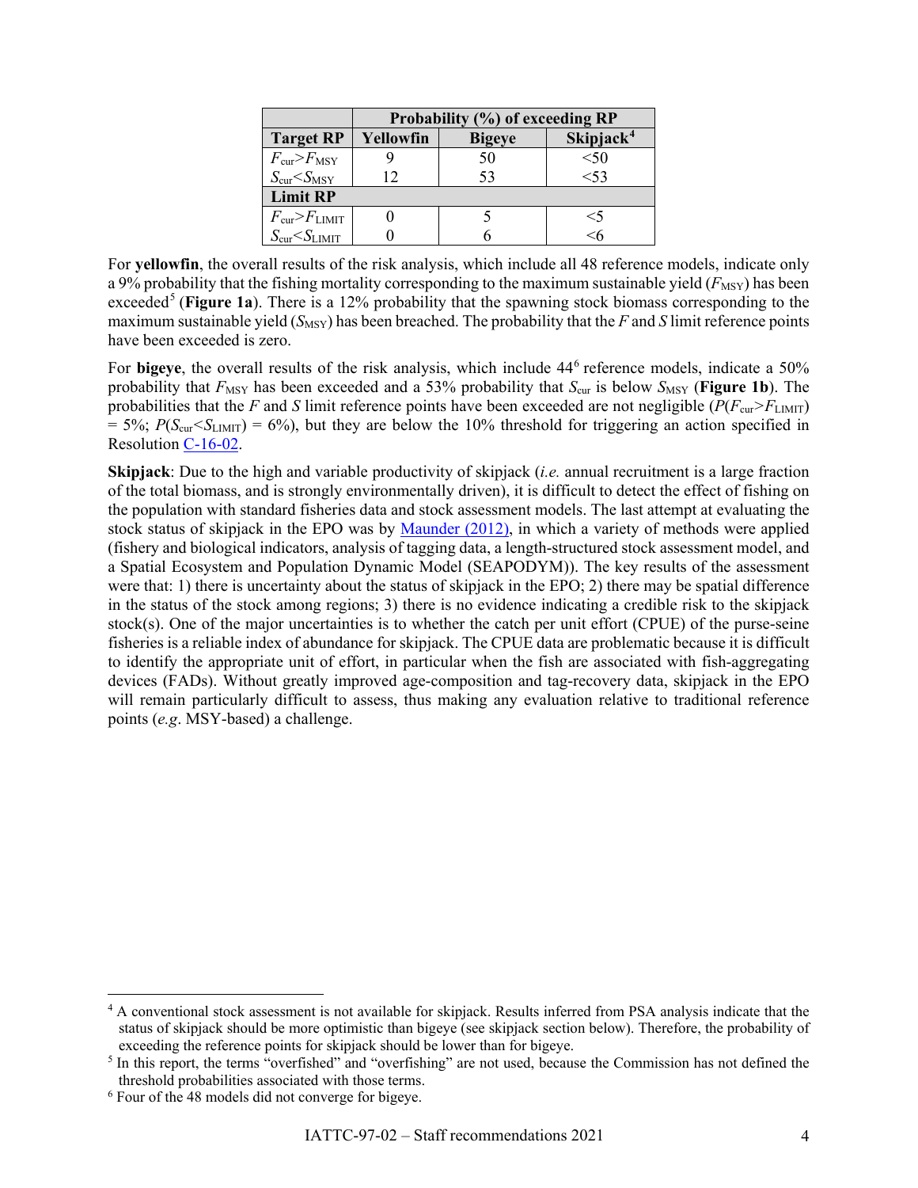| | Probability (%) of exceeding RP | | |
|---|---|---|---|
| **Target RP** | **Yellowfin** | **Bigeye** | **Skipjack**[4] |
| $F_{cur}>F_{MSY}$ | 9 | 50 | <50 |
| $S_{cur}<S_{MSY}$ | 12 | 53 | <53 |
| **Limit RP** | | | |
| $F_{cur}>F_{LIMIT}$ | 0 | 5 | <5 |
| $S_{cur}<S_{LIMIT}$ | 0 | 6 | <6 |

For **yellowfin**, the overall results of the risk analysis, which include all 48 reference models, indicate only a 9% probability that the fishing mortality corresponding to the maximum sustainable yield ($F_{MSY}$) has been exceeded[5] (**Figure 1a**). There is a 12% probability that the spawning stock biomass corresponding to the maximum sustainable yield ($S_{MSY}$) has been breached. The probability that the *F* and *S* limit reference points have been exceeded is zero.

For **bigeye**, the overall results of the risk analysis, which include 44[6] reference models, indicate a 50% probability that $F_{MSY}$ has been exceeded and a 53% probability that $S_{cur}$ is below $S_{MSY}$ (**Figure 1b**). The probabilities that the *F* and *S* limit reference points have been exceeded are not negligible ($P(F_{cur}>F_{LIMIT})$ = 5%; $P(S_{cur}<S_{LIMIT})$ = 6%), but they are below the 10% threshold for triggering an action specified in Resolution C-16-02.

**Skipjack**: Due to the high and variable productivity of skipjack (*i.e.* annual recruitment is a large fraction of the total biomass, and is strongly environmentally driven), it is difficult to detect the effect of fishing on the population with standard fisheries data and stock assessment models. The last attempt at evaluating the stock status of skipjack in the EPO was by Maunder (2012), in which a variety of methods were applied (fishery and biological indicators, analysis of tagging data, a length-structured stock assessment model, and a Spatial Ecosystem and Population Dynamic Model (SEAPODYM)). The key results of the assessment were that: 1) there is uncertainty about the status of skipjack in the EPO; 2) there may be spatial difference in the status of the stock among regions; 3) there is no evidence indicating a credible risk to the skipjack stock(s). One of the major uncertainties is to whether the catch per unit effort (CPUE) of the purse-seine fisheries is a reliable index of abundance for skipjack. The CPUE data are problematic because it is difficult to identify the appropriate unit of effort, in particular when the fish are associated with fish-aggregating devices (FADs). Without greatly improved age-composition and tag-recovery data, skipjack in the EPO will remain particularly difficult to assess, thus making any evaluation relative to traditional reference points (*e.g*. MSY-based) a challenge.

---

[4] A conventional stock assessment is not available for skipjack. Results inferred from PSA analysis indicate that the status of skipjack should be more optimistic than bigeye (see skipjack section below). Therefore, the probability of exceeding the reference points for skipjack should be lower than for bigeye.

[5] In this report, the terms "overfished" and "overfishing" are not used, because the Commission has not defined the threshold probabilities associated with those terms.

[6] Four of the 48 models did not converge for bigeye.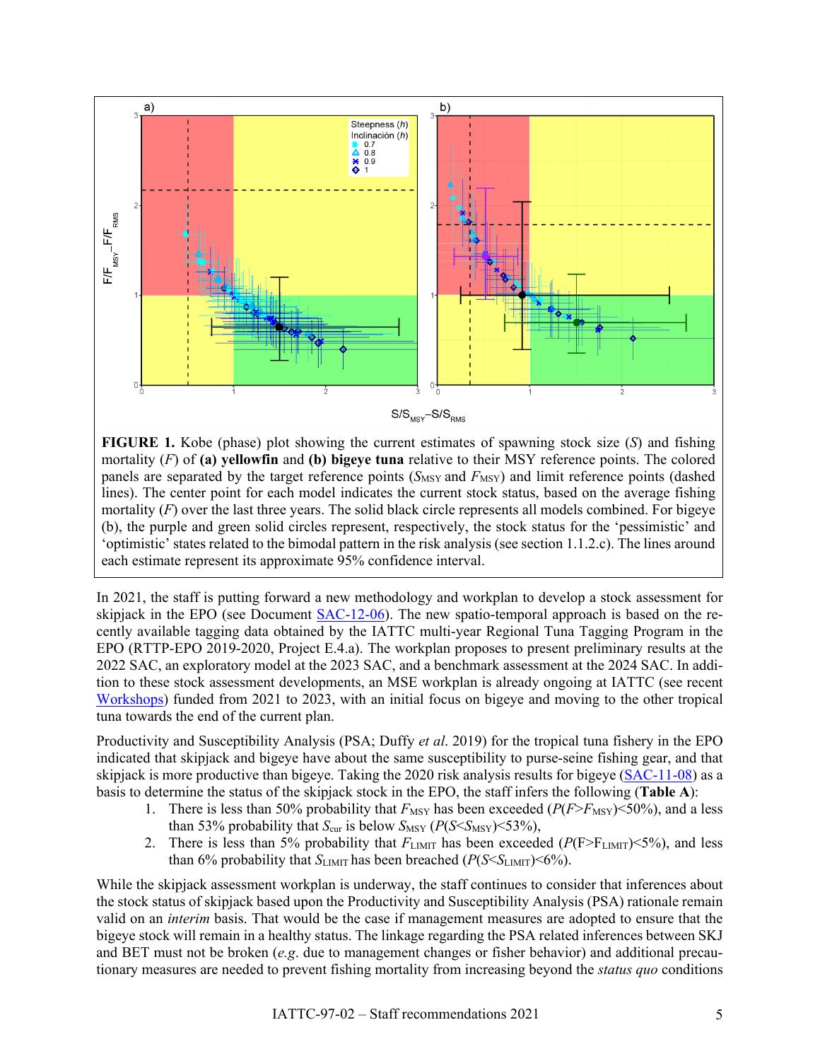**FIGURE 1.** Kobe (phase) plot showing the current estimates of spawning stock size ($S$) and fishing mortality ($F$) of **(a) yellowfin** and **(b) bigeye tuna** relative to their MSY reference points. The colored panels are separated by the target reference points ($S_{MSY}$ and $F_{MSY}$) and limit reference points (dashed lines). The center point for each model indicates the current stock status, based on the average fishing mortality ($F$) over the last three years. The solid black circle represents all models combined. For bigeye (b), the purple and green solid circles represent, respectively, the stock status for the 'pessimistic' and 'optimistic' states related to the bimodal pattern in the risk analysis (see section 1.1.2.c). The lines around each estimate represent its approximate 95% confidence interval.

In 2021, the staff is putting forward a new methodology and workplan to develop a stock assessment for skipjack in the EPO (see Document SAC-12-06). The new spatio-temporal approach is based on the recently available tagging data obtained by the IATTC multi-year Regional Tuna Tagging Program in the EPO (RTTP-EPO 2019-2020, Project E.4.a). The workplan proposes to present preliminary results at the 2022 SAC, an exploratory model at the 2023 SAC, and a benchmark assessment at the 2024 SAC. In addition to these stock assessment developments, an MSE workplan is already ongoing at IATTC (see recent Workshops) funded from 2021 to 2023, with an initial focus on bigeye and moving to the other tropical tuna towards the end of the current plan.

Productivity and Susceptibility Analysis (PSA; Duffy *et al*. 2019) for the tropical tuna fishery in the EPO indicated that skipjack and bigeye have about the same susceptibility to purse-seine fishing gear, and that skipjack is more productive than bigeye. Taking the 2020 risk analysis results for bigeye (SAC-11-08) as a basis to determine the status of the skipjack stock in the EPO, the staff infers the following (**Table A**):

1. There is less than 50% probability that $F_{MSY}$ has been exceeded ($P(F>F_{MSY})<50\%$), and a less than 53% probability that $S_{cur}$ is below $S_{MSY}$ ($P(S<S_{MSY})<53\%$),
2. There is less than 5% probability that $F_{LIMIT}$ has been exceeded ($P(F>F_{LIMIT})<5\%$), and less than 6% probability that $S_{LIMIT}$ has been breached ($P(S<S_{LIMIT})<6\%$).

While the skipjack assessment workplan is underway, the staff continues to consider that inferences about the stock status of skipjack based upon the Productivity and Susceptibility Analysis (PSA) rationale remain valid on an *interim* basis. That would be the case if management measures are adopted to ensure that the bigeye stock will remain in a healthy status. The linkage regarding the PSA related inferences between SKJ and BET must not be broken (*e.g*. due to management changes or fisher behavior) and additional precautionary measures are needed to prevent fishing mortality from increasing beyond the *status quo* conditions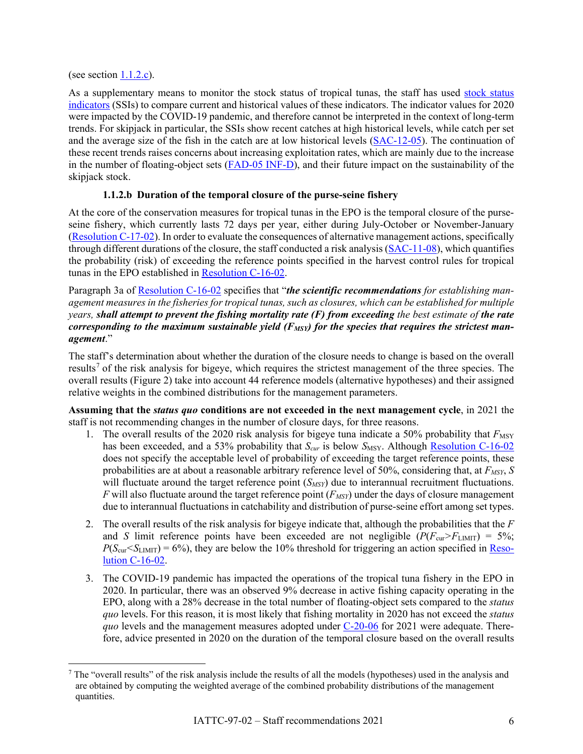(see section 1.1.2.c).

As a supplementary means to monitor the stock status of tropical tunas, the staff has used stock status indicators (SSIs) to compare current and historical values of these indicators. The indicator values for 2020 were impacted by the COVID-19 pandemic, and therefore cannot be interpreted in the context of long-term trends. For skipjack in particular, the SSIs show recent catches at high historical levels, while catch per set and the average size of the fish in the catch are at low historical levels (SAC-12-05). The continuation of these recent trends raises concerns about increasing exploitation rates, which are mainly due to the increase in the number of floating-object sets (FAD-05 INF-D), and their future impact on the sustainability of the skipjack stock.

#### 1.1.2.b Duration of the temporal closure of the purse-seine fishery

At the core of the conservation measures for tropical tunas in the EPO is the temporal closure of the purse-seine fishery, which currently lasts 72 days per year, either during July-October or November-January (Resolution C-17-02). In order to evaluate the consequences of alternative management actions, specifically through different durations of the closure, the staff conducted a risk analysis (SAC-11-08), which quantifies the probability (risk) of exceeding the reference points specified in the harvest control rules for tropical tunas in the EPO established in Resolution C-16-02.

Paragraph 3a of Resolution C-16-02 specifies that "***the scientific recommendations*** *for establishing management measures in the fisheries for tropical tunas, such as closures, which can be established for multiple years,* ***shall attempt to prevent the fishing mortality rate (F) from exceeding*** *the best estimate of* ***the rate corresponding to the maximum sustainable yield ($F_{MSY}$) for the species that requires the strictest management***."

The staff's determination about whether the duration of the closure needs to change is based on the overall results[7] of the risk analysis for bigeye, which requires the strictest management of the three species. The overall results (Figure 2) take into account 44 reference models (alternative hypotheses) and their assigned relative weights in the combined distributions for the management parameters.

**Assuming that the *status quo* conditions are not exceeded in the next management cycle**, in 2021 the staff is not recommending changes in the number of closure days, for three reasons.

1. The overall results of the 2020 risk analysis for bigeye tuna indicate a 50% probability that $F_{MSY}$ has been exceeded, and a 53% probability that $S_{cur}$ is below $S_{MSY}$. Although Resolution C-16-02 does not specify the acceptable level of probability of exceeding the target reference points, these probabilities are at about a reasonable arbitrary reference level of 50%, considering that, at $F_{MSY}$, $S$ will fluctuate around the target reference point ($S_{MSY}$) due to interannual recruitment fluctuations. $F$ will also fluctuate around the target reference point ($F_{MSY}$) under the days of closure management due to interannual fluctuations in catchability and distribution of purse-seine effort among set types.
2. The overall results of the risk analysis for bigeye indicate that, although the probabilities that the $F$ and $S$ limit reference points have been exceeded are not negligible ($P(F_{cur}>F_{LIMIT})$ = 5%; $P(S_{cur}<S_{LIMIT})$ = 6%), they are below the 10% threshold for triggering an action specified in Resolution C-16-02.
3. The COVID-19 pandemic has impacted the operations of the tropical tuna fishery in the EPO in 2020. In particular, there was an observed 9% decrease in active fishing capacity operating in the EPO, along with a 28% decrease in the total number of floating-object sets compared to the *status quo* levels. For this reason, it is most likely that fishing mortality in 2020 has not exceed the *status quo* levels and the management measures adopted under C-20-06 for 2021 were adequate. Therefore, advice presented in 2020 on the duration of the temporal closure based on the overall results

[7] The "overall results" of the risk analysis include the results of all the models (hypotheses) used in the analysis and are obtained by computing the weighted average of the combined probability distributions of the management quantities.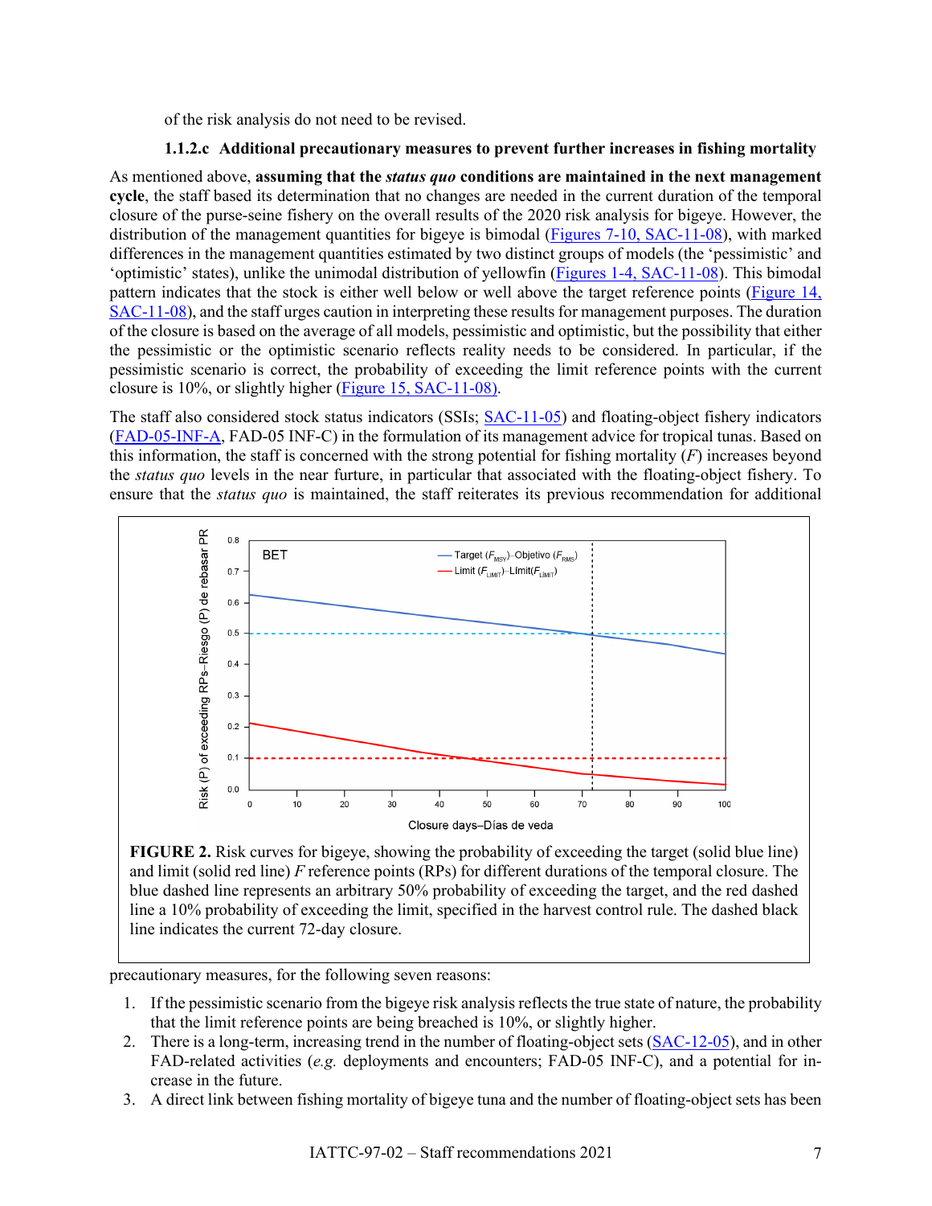of the risk analysis do not need to be revised.

#### 1.1.2.c Additional precautionary measures to prevent further increases in fishing mortality

As mentioned above, **assuming that the *status quo* conditions are maintained in the next management cycle**, the staff based its determination that no changes are needed in the current duration of the temporal closure of the purse-seine fishery on the overall results of the 2020 risk analysis for bigeye. However, the distribution of the management quantities for bigeye is bimodal (Figures 7-10, SAC-11-08), with marked differences in the management quantities estimated by two distinct groups of models (the 'pessimistic' and 'optimistic' states), unlike the unimodal distribution of yellowfin (Figures 1-4, SAC-11-08). This bimodal pattern indicates that the stock is either well below or well above the target reference points (Figure 14, SAC-11-08), and the staff urges caution in interpreting these results for management purposes. The duration of the closure is based on the average of all models, pessimistic and optimistic, but the possibility that either the pessimistic or the optimistic scenario reflects reality needs to be considered. In particular, if the pessimistic scenario is correct, the probability of exceeding the limit reference points with the current closure is 10%, or slightly higher (Figure 15, SAC-11-08).

The staff also considered stock status indicators (SSIs; SAC-11-05) and floating-object fishery indicators (FAD-05-INF-A, FAD-05 INF-C) in the formulation of its management advice for tropical tunas. Based on this information, the staff is concerned with the strong potential for fishing mortality ($F$) increases beyond the *status quo* levels in the near furture, in particular that associated with the floating-object fishery. To ensure that the *status quo* is maintained, the staff reiterates its previous recommendation for additional precautionary measures, for the following seven reasons:

**FIGURE 2.** Risk curves for bigeye, showing the probability of exceeding the target (solid blue line) and limit (solid red line) $F$ reference points (RPs) for different durations of the temporal closure. The blue dashed line represents an arbitrary 50% probability of exceeding the target, and the red dashed line a 10% probability of exceeding the limit, specified in the harvest control rule. The dashed black line indicates the current 72-day closure.

1. If the pessimistic scenario from the bigeye risk analysis reflects the true state of nature, the probability that the limit reference points are being breached is 10%, or slightly higher.
2. There is a long-term, increasing trend in the number of floating-object sets (SAC-12-05), and in other FAD-related activities (*e.g.* deployments and encounters; FAD-05 INF-C), and a potential for increase in the future.
3. A direct link between fishing mortality of bigeye tuna and the number of floating-object sets has been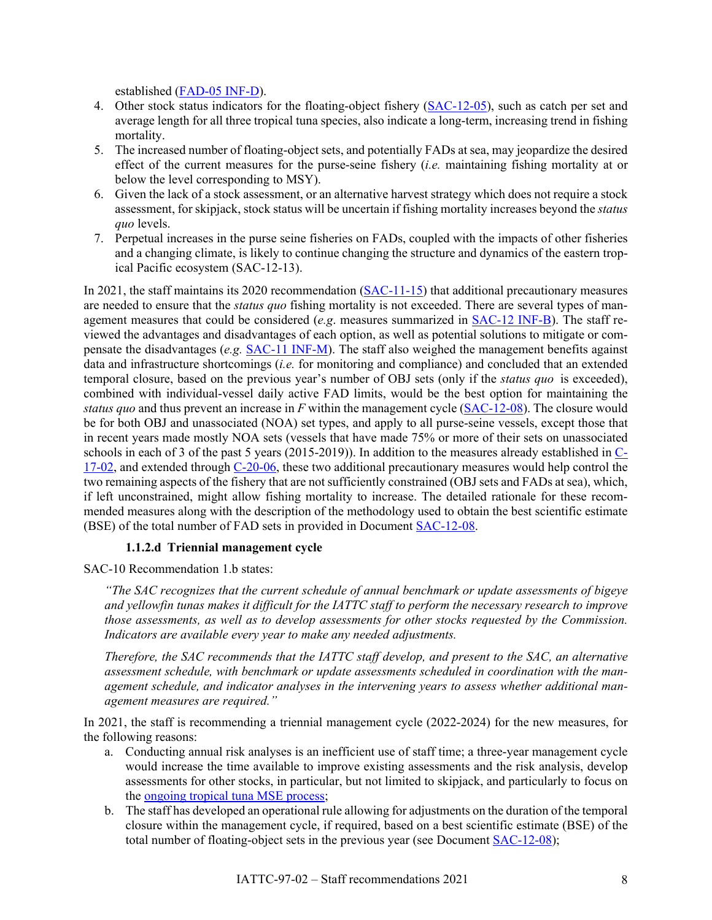established (FAD-05 INF-D).

4. Other stock status indicators for the floating-object fishery (SAC-12-05), such as catch per set and average length for all three tropical tuna species, also indicate a long-term, increasing trend in fishing mortality.
5. The increased number of floating-object sets, and potentially FADs at sea, may jeopardize the desired effect of the current measures for the purse-seine fishery (*i.e.* maintaining fishing mortality at or below the level corresponding to MSY).
6. Given the lack of a stock assessment, or an alternative harvest strategy which does not require a stock assessment, for skipjack, stock status will be uncertain if fishing mortality increases beyond the *status quo* levels.
7. Perpetual increases in the purse seine fisheries on FADs, coupled with the impacts of other fisheries and a changing climate, is likely to continue changing the structure and dynamics of the eastern tropical Pacific ecosystem (SAC-12-13).

In 2021, the staff maintains its 2020 recommendation (SAC-11-15) that additional precautionary measures are needed to ensure that the *status quo* fishing mortality is not exceeded. There are several types of management measures that could be considered (*e.g.* measures summarized in SAC-12 INF-B). The staff reviewed the advantages and disadvantages of each option, as well as potential solutions to mitigate or compensate the disadvantages (*e.g.* SAC-11 INF-M). The staff also weighed the management benefits against data and infrastructure shortcomings (*i.e.* for monitoring and compliance) and concluded that an extended temporal closure, based on the previous year's number of OBJ sets (only if the *status quo* is exceeded), combined with individual-vessel daily active FAD limits, would be the best option for maintaining the *status quo* and thus prevent an increase in *F* within the management cycle (SAC-12-08). The closure would be for both OBJ and unassociated (NOA) set types, and apply to all purse-seine vessels, except those that in recent years made mostly NOA sets (vessels that have made 75% or more of their sets on unassociated schools in each of 3 of the past 5 years (2015-2019)). In addition to the measures already established in C-17-02, and extended through C-20-06, these two additional precautionary measures would help control the two remaining aspects of the fishery that are not sufficiently constrained (OBJ sets and FADs at sea), which, if left unconstrained, might allow fishing mortality to increase. The detailed rationale for these recommended measures along with the description of the methodology used to obtain the best scientific estimate (BSE) of the total number of FAD sets in provided in Document SAC-12-08.

#### 1.1.2.d Triennial management cycle

SAC-10 Recommendation 1.b states:

*"The SAC recognizes that the current schedule of annual benchmark or update assessments of bigeye and yellowfin tunas makes it difficult for the IATTC staff to perform the necessary research to improve those assessments, as well as to develop assessments for other stocks requested by the Commission. Indicators are available every year to make any needed adjustments.*

*Therefore, the SAC recommends that the IATTC staff develop, and present to the SAC, an alternative assessment schedule, with benchmark or update assessments scheduled in coordination with the management schedule, and indicator analyses in the intervening years to assess whether additional management measures are required."*

In 2021, the staff is recommending a triennial management cycle (2022-2024) for the new measures, for the following reasons:

a. Conducting annual risk analyses is an inefficient use of staff time; a three-year management cycle would increase the time available to improve existing assessments and the risk analysis, develop assessments for other stocks, in particular, but not limited to skipjack, and particularly to focus on the ongoing tropical tuna MSE process;
b. The staff has developed an operational rule allowing for adjustments on the duration of the temporal closure within the management cycle, if required, based on a best scientific estimate (BSE) of the total number of floating-object sets in the previous year (see Document SAC-12-08);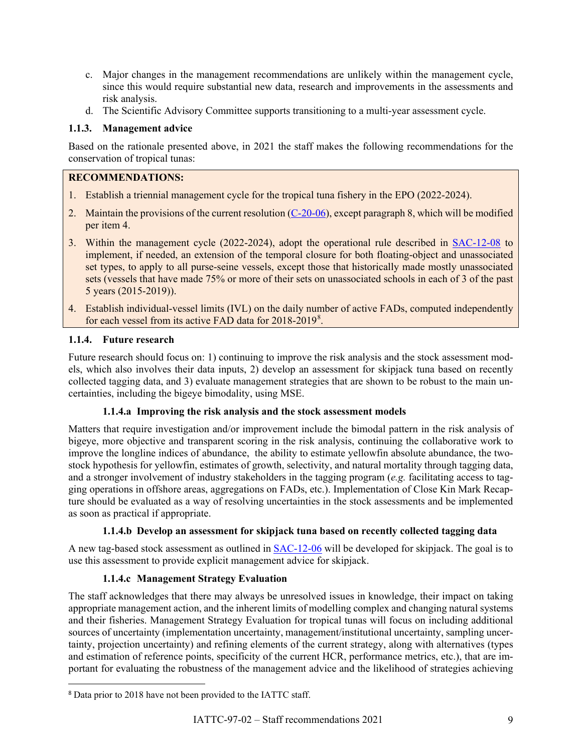c. Major changes in the management recommendations are unlikely within the management cycle, since this would require substantial new data, research and improvements in the assessments and risk analysis.

d. The Scientific Advisory Committee supports transitioning to a multi-year assessment cycle.

### 1.1.3. Management advice

Based on the rationale presented above, in 2021 the staff makes the following recommendations for the conservation of tropical tunas:

**RECOMMENDATIONS:**

1. Establish a triennial management cycle for the tropical tuna fishery in the EPO (2022-2024).
2. Maintain the provisions of the current resolution (C-20-06), except paragraph 8, which will be modified per item 4.
3. Within the management cycle (2022-2024), adopt the operational rule described in SAC-12-08 to implement, if needed, an extension of the temporal closure for both floating-object and unassociated set types, to apply to all purse-seine vessels, except those that historically made mostly unassociated sets (vessels that have made 75% or more of their sets on unassociated schools in each of 3 of the past 5 years (2015-2019)).
4. Establish individual-vessel limits (IVL) on the daily number of active FADs, computed independently for each vessel from its active FAD data for 2018-2019[8].

### 1.1.4. Future research

Future research should focus on: 1) continuing to improve the risk analysis and the stock assessment models, which also involves their data inputs, 2) develop an assessment for skipjack tuna based on recently collected tagging data, and 3) evaluate management strategies that are shown to be robust to the main uncertainties, including the bigeye bimodality, using MSE.

#### 1.1.4.a Improving the risk analysis and the stock assessment models

Matters that require investigation and/or improvement include the bimodal pattern in the risk analysis of bigeye, more objective and transparent scoring in the risk analysis, continuing the collaborative work to improve the longline indices of abundance, the ability to estimate yellowfin absolute abundance, the two-stock hypothesis for yellowfin, estimates of growth, selectivity, and natural mortality through tagging data, and a stronger involvement of industry stakeholders in the tagging program (*e.g.* facilitating access to tagging operations in offshore areas, aggregations on FADs, etc.). Implementation of Close Kin Mark Recapture should be evaluated as a way of resolving uncertainties in the stock assessments and be implemented as soon as practical if appropriate.

#### 1.1.4.b Develop an assessment for skipjack tuna based on recently collected tagging data

A new tag-based stock assessment as outlined in SAC-12-06 will be developed for skipjack. The goal is to use this assessment to provide explicit management advice for skipjack.

#### 1.1.4.c Management Strategy Evaluation

The staff acknowledges that there may always be unresolved issues in knowledge, their impact on taking appropriate management action, and the inherent limits of modelling complex and changing natural systems and their fisheries. Management Strategy Evaluation for tropical tunas will focus on including additional sources of uncertainty (implementation uncertainty, management/institutional uncertainty, sampling uncertainty, projection uncertainty) and refining elements of the current strategy, along with alternatives (types and estimation of reference points, specificity of the current HCR, performance metrics, etc.), that are important for evaluating the robustness of the management advice and the likelihood of strategies achieving

[8] Data prior to 2018 have not been provided to the IATTC staff.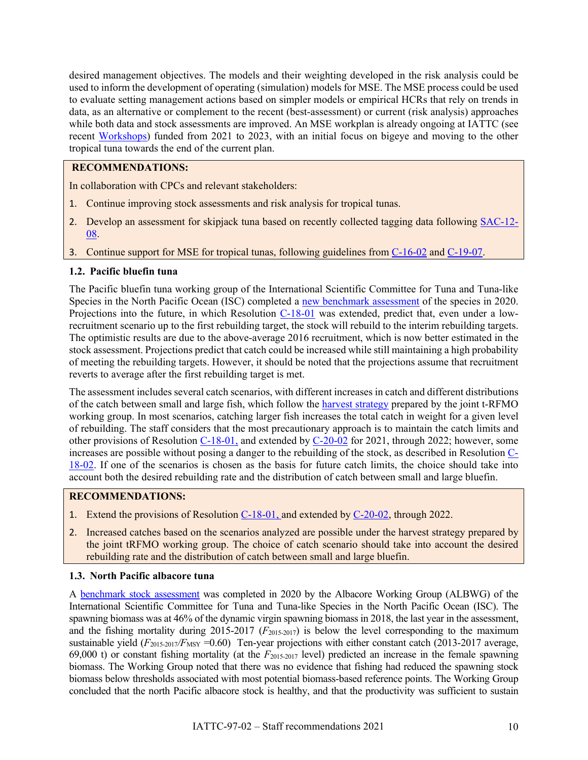desired management objectives. The models and their weighting developed in the risk analysis could be used to inform the development of operating (simulation) models for MSE. The MSE process could be used to evaluate setting management actions based on simpler models or empirical HCRs that rely on trends in data, as an alternative or complement to the recent (best-assessment) or current (risk analysis) approaches while both data and stock assessments are improved. An MSE workplan is already ongoing at IATTC (see recent Workshops) funded from 2021 to 2023, with an initial focus on bigeye and moving to the other tropical tuna towards the end of the current plan.

**RECOMMENDATIONS:**

In collaboration with CPCs and relevant stakeholders:

1. Continue improving stock assessments and risk analysis for tropical tunas.
2. Develop an assessment for skipjack tuna based on recently collected tagging data following SAC-12-08.
3. Continue support for MSE for tropical tunas, following guidelines from C-16-02 and C-19-07.

### 1.2. Pacific bluefin tuna

The Pacific bluefin tuna working group of the International Scientific Committee for Tuna and Tuna-like Species in the North Pacific Ocean (ISC) completed a new benchmark assessment of the species in 2020. Projections into the future, in which Resolution C-18-01 was extended, predict that, even under a low-recruitment scenario up to the first rebuilding target, the stock will rebuild to the interim rebuilding targets. The optimistic results are due to the above-average 2016 recruitment, which is now better estimated in the stock assessment. Projections predict that catch could be increased while still maintaining a high probability of meeting the rebuilding targets. However, it should be noted that the projections assume that recruitment reverts to average after the first rebuilding target is met.

The assessment includes several catch scenarios, with different increases in catch and different distributions of the catch between small and large fish, which follow the harvest strategy prepared by the joint t-RFMO working group. In most scenarios, catching larger fish increases the total catch in weight for a given level of rebuilding. The staff considers that the most precautionary approach is to maintain the catch limits and other provisions of Resolution C-18-01, and extended by C-20-02 for 2021, through 2022; however, some increases are possible without posing a danger to the rebuilding of the stock, as described in Resolution C-18-02. If one of the scenarios is chosen as the basis for future catch limits, the choice should take into account both the desired rebuilding rate and the distribution of catch between small and large bluefin.

**RECOMMENDATIONS:**

1. Extend the provisions of Resolution C-18-01, and extended by C-20-02, through 2022.
2. Increased catches based on the scenarios analyzed are possible under the harvest strategy prepared by the joint tRFMO working group. The choice of catch scenario should take into account the desired rebuilding rate and the distribution of catch between small and large bluefin.

### 1.3. North Pacific albacore tuna

A benchmark stock assessment was completed in 2020 by the Albacore Working Group (ALBWG) of the International Scientific Committee for Tuna and Tuna-like Species in the North Pacific Ocean (ISC). The spawning biomass was at 46% of the dynamic virgin spawning biomass in 2018, the last year in the assessment, and the fishing mortality during 2015-2017 ($F_{2015\text{-}2017}$) is below the level corresponding to the maximum sustainable yield ($F_{2015\text{-}2017}/F_{MSY}$ =0.60) Ten-year projections with either constant catch (2013-2017 average, 69,000 t) or constant fishing mortality (at the $F_{2015\text{-}2017}$ level) predicted an increase in the female spawning biomass. The Working Group noted that there was no evidence that fishing had reduced the spawning stock biomass below thresholds associated with most potential biomass-based reference points. The Working Group concluded that the north Pacific albacore stock is healthy, and that the productivity was sufficient to sustain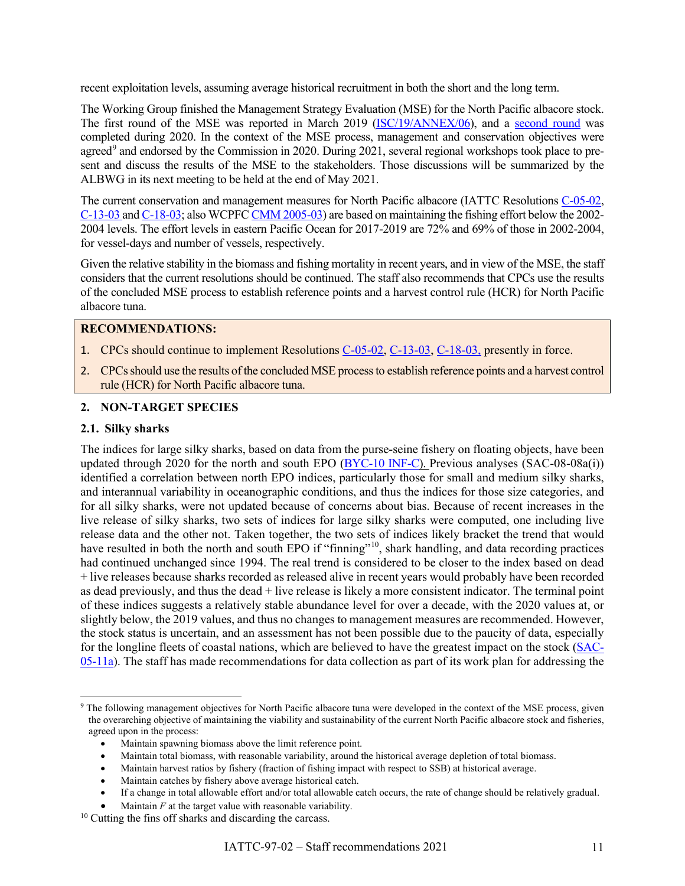recent exploitation levels, assuming average historical recruitment in both the short and the long term.

The Working Group finished the Management Strategy Evaluation (MSE) for the North Pacific albacore stock. The first round of the MSE was reported in March 2019 (ISC/19/ANNEX/06), and a second round was completed during 2020. In the context of the MSE process, management and conservation objectives were agreed[9] and endorsed by the Commission in 2020. During 2021, several regional workshops took place to present and discuss the results of the MSE to the stakeholders. Those discussions will be summarized by the ALBWG in its next meeting to be held at the end of May 2021.

The current conservation and management measures for North Pacific albacore (IATTC Resolutions C-05-02, C-13-03 and C-18-03; also WCPFC CMM 2005-03) are based on maintaining the fishing effort below the 2002-2004 levels. The effort levels in eastern Pacific Ocean for 2017-2019 are 72% and 69% of those in 2002-2004, for vessel-days and number of vessels, respectively.

Given the relative stability in the biomass and fishing mortality in recent years, and in view of the MSE, the staff considers that the current resolutions should be continued. The staff also recommends that CPCs use the results of the concluded MSE process to establish reference points and a harvest control rule (HCR) for North Pacific albacore tuna.

**RECOMMENDATIONS:**

1. CPCs should continue to implement Resolutions C-05-02, C-13-03, C-18-03, presently in force.
2. CPCs should use the results of the concluded MSE process to establish reference points and a harvest control rule (HCR) for North Pacific albacore tuna.

## 2. NON-TARGET SPECIES

### 2.1. Silky sharks

The indices for large silky sharks, based on data from the purse-seine fishery on floating objects, have been updated through 2020 for the north and south EPO (BYC-10 INF-C). Previous analyses (SAC-08-08a(i)) identified a correlation between north EPO indices, particularly those for small and medium silky sharks, and interannual variability in oceanographic conditions, and thus the indices for those size categories, and for all silky sharks, were not updated because of concerns about bias. Because of recent increases in the live release of silky sharks, two sets of indices for large silky sharks were computed, one including live release data and the other not. Taken together, the two sets of indices likely bracket the trend that would have resulted in both the north and south EPO if "finning"[10], shark handling, and data recording practices had continued unchanged since 1994. The real trend is considered to be closer to the index based on dead + live releases because sharks recorded as released alive in recent years would probably have been recorded as dead previously, and thus the dead + live release is likely a more consistent indicator. The terminal point of these indices suggests a relatively stable abundance level for over a decade, with the 2020 values at, or slightly below, the 2019 values, and thus no changes to management measures are recommended. However, the stock status is uncertain, and an assessment has not been possible due to the paucity of data, especially for the longline fleets of coastal nations, which are believed to have the greatest impact on the stock (SAC-05-11a). The staff has made recommendations for data collection as part of its work plan for addressing the

---

[9] The following management objectives for North Pacific albacore tuna were developed in the context of the MSE process, given the overarching objective of maintaining the viability and sustainability of the current North Pacific albacore stock and fisheries, agreed upon in the process:

- Maintain spawning biomass above the limit reference point.
- Maintain total biomass, with reasonable variability, around the historical average depletion of total biomass.
- Maintain harvest ratios by fishery (fraction of fishing impact with respect to SSB) at historical average.
- Maintain catches by fishery above average historical catch.
- If a change in total allowable effort and/or total allowable catch occurs, the rate of change should be relatively gradual.
- Maintain $F$ at the target value with reasonable variability.

[10] Cutting the fins off sharks and discarding the carcass.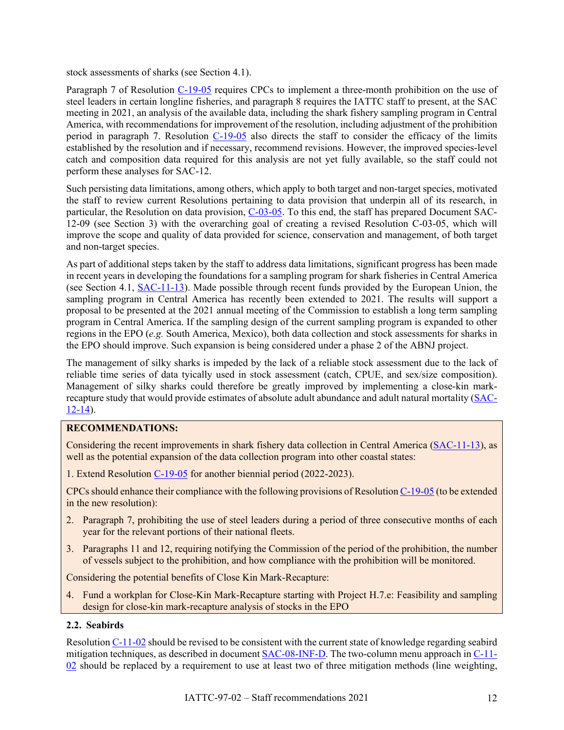stock assessments of sharks (see Section 4.1).

Paragraph 7 of Resolution C-19-05 requires CPCs to implement a three-month prohibition on the use of steel leaders in certain longline fisheries, and paragraph 8 requires the IATTC staff to present, at the SAC meeting in 2021, an analysis of the available data, including the shark fishery sampling program in Central America, with recommendations for improvement of the resolution, including adjustment of the prohibition period in paragraph 7. Resolution C-19-05 also directs the staff to consider the efficacy of the limits established by the resolution and if necessary, recommend revisions. However, the improved species-level catch and composition data required for this analysis are not yet fully available, so the staff could not perform these analyses for SAC-12.

Such persisting data limitations, among others, which apply to both target and non-target species, motivated the staff to review current Resolutions pertaining to data provision that underpin all of its research, in particular, the Resolution on data provision, C-03-05. To this end, the staff has prepared Document SAC-12-09 (see Section 3) with the overarching goal of creating a revised Resolution C-03-05, which will improve the scope and quality of data provided for science, conservation and management, of both target and non-target species.

As part of additional steps taken by the staff to address data limitations, significant progress has been made in recent years in developing the foundations for a sampling program for shark fisheries in Central America (see Section 4.1, SAC-11-13). Made possible through recent funds provided by the European Union, the sampling program in Central America has recently been extended to 2021. The results will support a proposal to be presented at the 2021 annual meeting of the Commission to establish a long term sampling program in Central America. If the sampling design of the current sampling program is expanded to other regions in the EPO (*e.g.* South America, Mexico), both data collection and stock assessments for sharks in the EPO should improve. Such expansion is being considered under a phase 2 of the ABNJ project.

The management of silky sharks is impeded by the lack of a reliable stock assessment due to the lack of reliable time series of data tyically used in stock assessment (catch, CPUE, and sex/size composition). Management of silky sharks could therefore be greatly improved by implementing a close-kin mark-recapture study that would provide estimates of absolute adult abundance and adult natural mortality (SAC-12-14).

**RECOMMENDATIONS:**

Considering the recent improvements in shark fishery data collection in Central America (SAC-11-13), as well as the potential expansion of the data collection program into other coastal states:

1. Extend Resolution C-19-05 for another biennial period (2022-2023).

CPCs should enhance their compliance with the following provisions of Resolution C-19-05 (to be extended in the new resolution):

2. Paragraph 7, prohibiting the use of steel leaders during a period of three consecutive months of each year for the relevant portions of their national fleets.
3. Paragraphs 11 and 12, requiring notifying the Commission of the period of the prohibition, the number of vessels subject to the prohibition, and how compliance with the prohibition will be monitored.

Considering the potential benefits of Close Kin Mark-Recapture:

4. Fund a workplan for Close-Kin Mark-Recapture starting with Project H.7.e: Feasibility and sampling design for close-kin mark-recapture analysis of stocks in the EPO

### 2.2. Seabirds

Resolution C-11-02 should be revised to be consistent with the current state of knowledge regarding seabird mitigation techniques, as described in document SAC-08-INF-D. The two-column menu approach in C-11-02 should be replaced by a requirement to use at least two of three mitigation methods (line weighting,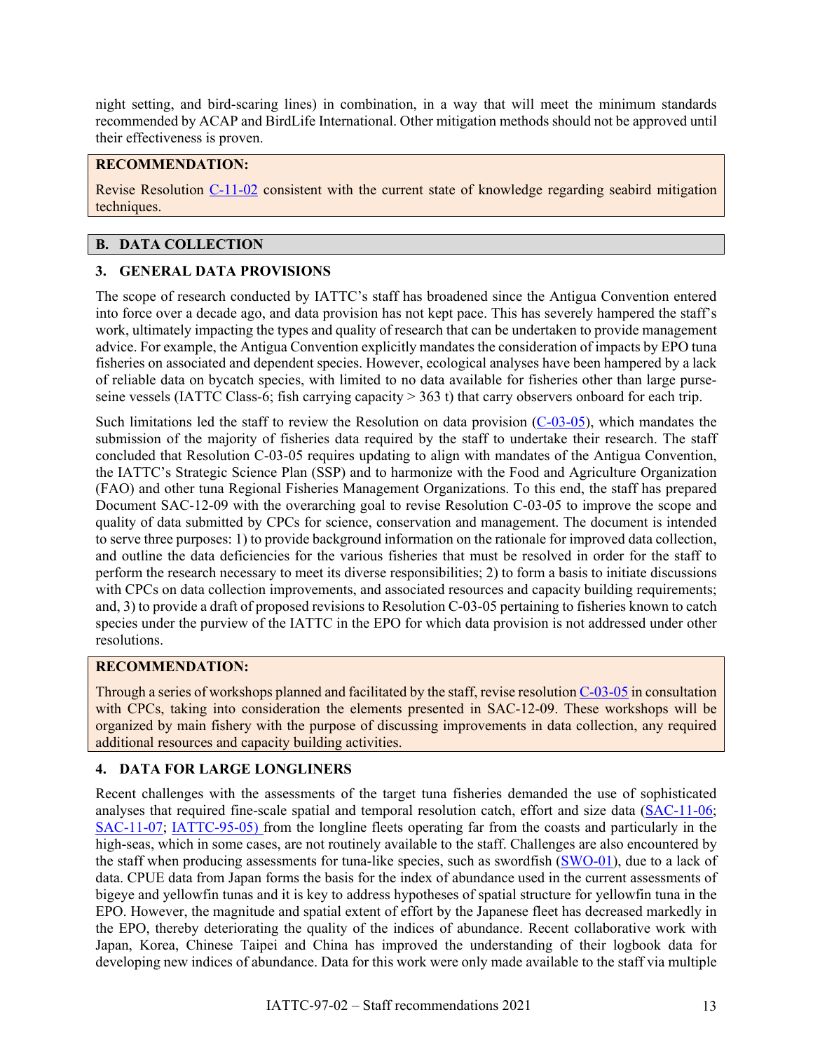night setting, and bird-scaring lines) in combination, in a way that will meet the minimum standards recommended by ACAP and BirdLife International. Other mitigation methods should not be approved until their effectiveness is proven.

**RECOMMENDATION:**

Revise Resolution C-11-02 consistent with the current state of knowledge regarding seabird mitigation techniques.

## B. DATA COLLECTION

### 3. GENERAL DATA PROVISIONS

The scope of research conducted by IATTC's staff has broadened since the Antigua Convention entered into force over a decade ago, and data provision has not kept pace. This has severely hampered the staff's work, ultimately impacting the types and quality of research that can be undertaken to provide management advice. For example, the Antigua Convention explicitly mandates the consideration of impacts by EPO tuna fisheries on associated and dependent species. However, ecological analyses have been hampered by a lack of reliable data on bycatch species, with limited to no data available for fisheries other than large purse-seine vessels (IATTC Class-6; fish carrying capacity > 363 t) that carry observers onboard for each trip.

Such limitations led the staff to review the Resolution on data provision (C-03-05), which mandates the submission of the majority of fisheries data required by the staff to undertake their research. The staff concluded that Resolution C-03-05 requires updating to align with mandates of the Antigua Convention, the IATTC's Strategic Science Plan (SSP) and to harmonize with the Food and Agriculture Organization (FAO) and other tuna Regional Fisheries Management Organizations. To this end, the staff has prepared Document SAC-12-09 with the overarching goal to revise Resolution C-03-05 to improve the scope and quality of data submitted by CPCs for science, conservation and management. The document is intended to serve three purposes: 1) to provide background information on the rationale for improved data collection, and outline the data deficiencies for the various fisheries that must be resolved in order for the staff to perform the research necessary to meet its diverse responsibilities; 2) to form a basis to initiate discussions with CPCs on data collection improvements, and associated resources and capacity building requirements; and, 3) to provide a draft of proposed revisions to Resolution C-03-05 pertaining to fisheries known to catch species under the purview of the IATTC in the EPO for which data provision is not addressed under other resolutions.

**RECOMMENDATION:**

Through a series of workshops planned and facilitated by the staff, revise resolution C-03-05 in consultation with CPCs, taking into consideration the elements presented in SAC-12-09. These workshops will be organized by main fishery with the purpose of discussing improvements in data collection, any required additional resources and capacity building activities.

### 4. DATA FOR LARGE LONGLINERS

Recent challenges with the assessments of the target tuna fisheries demanded the use of sophisticated analyses that required fine-scale spatial and temporal resolution catch, effort and size data (SAC-11-06; SAC-11-07; IATTC-95-05) from the longline fleets operating far from the coasts and particularly in the high-seas, which in some cases, are not routinely available to the staff. Challenges are also encountered by the staff when producing assessments for tuna-like species, such as swordfish (SWO-01), due to a lack of data. CPUE data from Japan forms the basis for the index of abundance used in the current assessments of bigeye and yellowfin tunas and it is key to address hypotheses of spatial structure for yellowfin tuna in the EPO. However, the magnitude and spatial extent of effort by the Japanese fleet has decreased markedly in the EPO, thereby deteriorating the quality of the indices of abundance. Recent collaborative work with Japan, Korea, Chinese Taipei and China has improved the understanding of their logbook data for developing new indices of abundance. Data for this work were only made available to the staff via multiple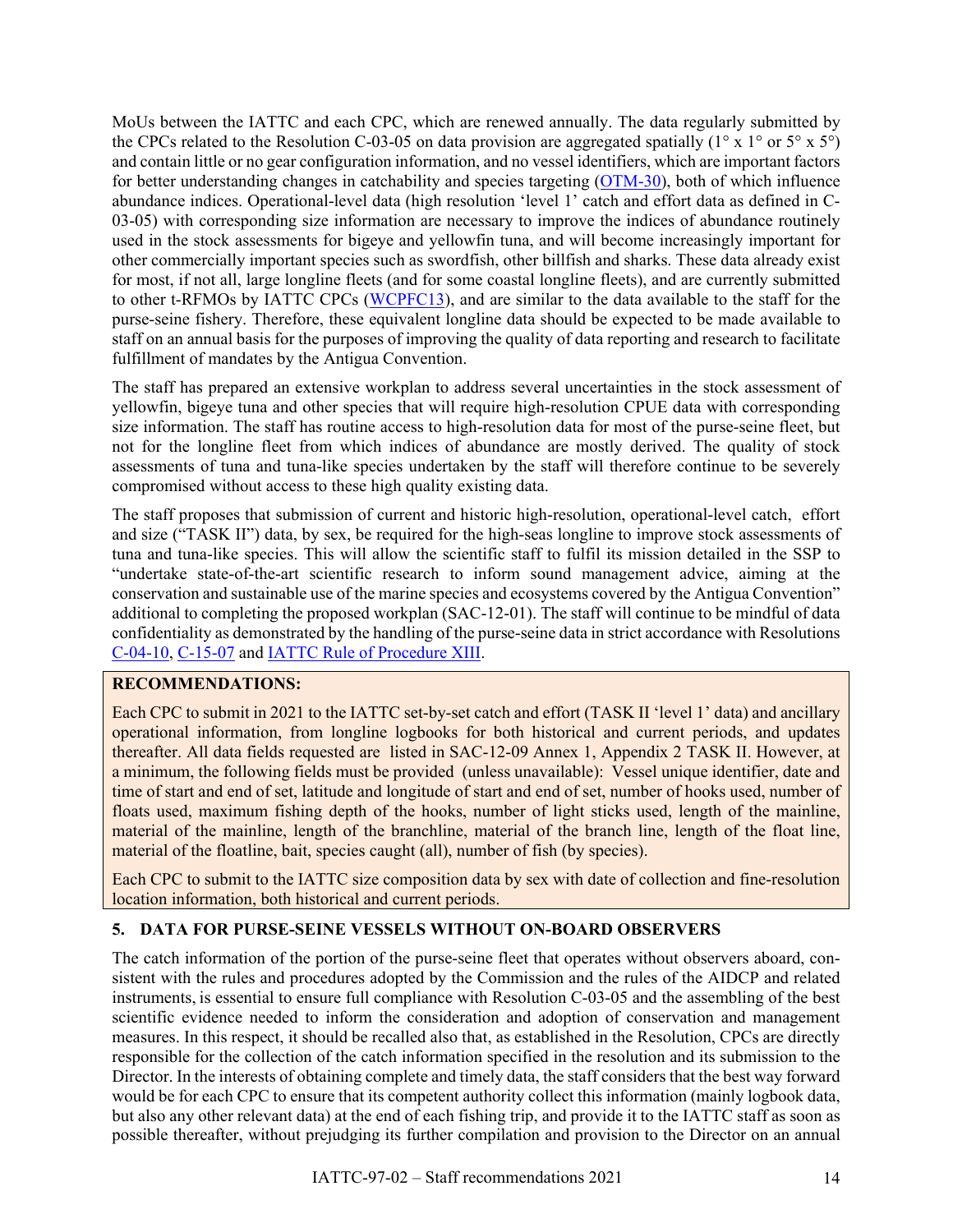MoUs between the IATTC and each CPC, which are renewed annually. The data regularly submitted by the CPCs related to the Resolution C-03-05 on data provision are aggregated spatially (1° x 1° or 5° x 5°) and contain little or no gear configuration information, and no vessel identifiers, which are important factors for better understanding changes in catchability and species targeting (OTM-30), both of which influence abundance indices. Operational-level data (high resolution 'level 1' catch and effort data as defined in C-03-05) with corresponding size information are necessary to improve the indices of abundance routinely used in the stock assessments for bigeye and yellowfin tuna, and will become increasingly important for other commercially important species such as swordfish, other billfish and sharks. These data already exist for most, if not all, large longline fleets (and for some coastal longline fleets), and are currently submitted to other t-RFMOs by IATTC CPCs (WCPFC13), and are similar to the data available to the staff for the purse-seine fishery. Therefore, these equivalent longline data should be expected to be made available to staff on an annual basis for the purposes of improving the quality of data reporting and research to facilitate fulfillment of mandates by the Antigua Convention.

The staff has prepared an extensive workplan to address several uncertainties in the stock assessment of yellowfin, bigeye tuna and other species that will require high-resolution CPUE data with corresponding size information. The staff has routine access to high-resolution data for most of the purse-seine fleet, but not for the longline fleet from which indices of abundance are mostly derived. The quality of stock assessments of tuna and tuna-like species undertaken by the staff will therefore continue to be severely compromised without access to these high quality existing data.

The staff proposes that submission of current and historic high-resolution, operational-level catch, effort and size ("TASK II") data, by sex, be required for the high-seas longline to improve stock assessments of tuna and tuna-like species. This will allow the scientific staff to fulfil its mission detailed in the SSP to "undertake state-of-the-art scientific research to inform sound management advice, aiming at the conservation and sustainable use of the marine species and ecosystems covered by the Antigua Convention" additional to completing the proposed workplan (SAC-12-01). The staff will continue to be mindful of data confidentiality as demonstrated by the handling of the purse-seine data in strict accordance with Resolutions C-04-10, C-15-07 and IATTC Rule of Procedure XIII.

**RECOMMENDATIONS:**

Each CPC to submit in 2021 to the IATTC set-by-set catch and effort (TASK II 'level 1' data) and ancillary operational information, from longline logbooks for both historical and current periods, and updates thereafter. All data fields requested are listed in SAC-12-09 Annex 1, Appendix 2 TASK II. However, at a minimum, the following fields must be provided (unless unavailable): Vessel unique identifier, date and time of start and end of set, latitude and longitude of start and end of set, number of hooks used, number of floats used, maximum fishing depth of the hooks, number of light sticks used, length of the mainline, material of the mainline, length of the branchline, material of the branch line, length of the float line, material of the floatline, bait, species caught (all), number of fish (by species).

Each CPC to submit to the IATTC size composition data by sex with date of collection and fine-resolution location information, both historical and current periods.

## 5. DATA FOR PURSE-SEINE VESSELS WITHOUT ON-BOARD OBSERVERS

The catch information of the portion of the purse-seine fleet that operates without observers aboard, consistent with the rules and procedures adopted by the Commission and the rules of the AIDCP and related instruments, is essential to ensure full compliance with Resolution C-03-05 and the assembling of the best scientific evidence needed to inform the consideration and adoption of conservation and management measures. In this respect, it should be recalled also that, as established in the Resolution, CPCs are directly responsible for the collection of the catch information specified in the resolution and its submission to the Director. In the interests of obtaining complete and timely data, the staff considers that the best way forward would be for each CPC to ensure that its competent authority collect this information (mainly logbook data, but also any other relevant data) at the end of each fishing trip, and provide it to the IATTC staff as soon as possible thereafter, without prejudging its further compilation and provision to the Director on an annual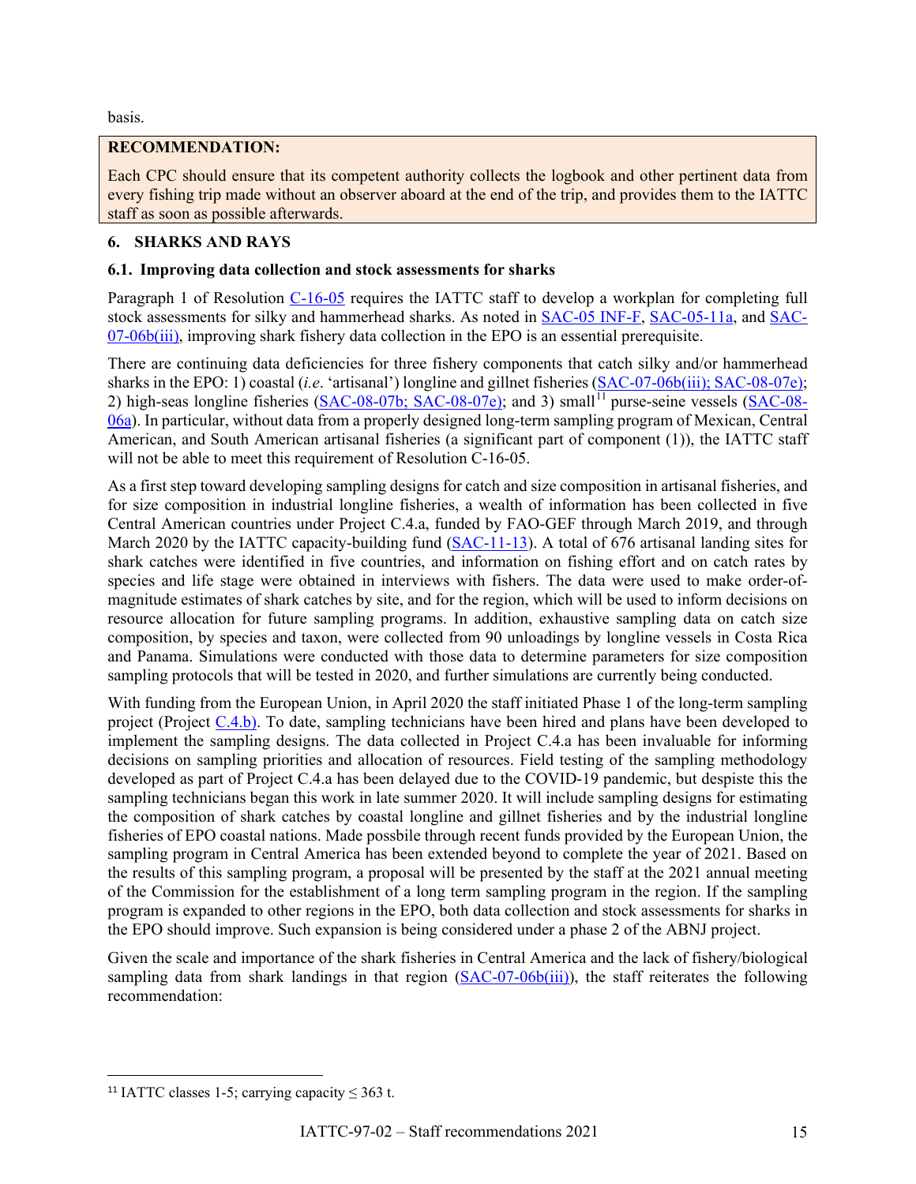basis.

**RECOMMENDATION:**

Each CPC should ensure that its competent authority collects the logbook and other pertinent data from every fishing trip made without an observer aboard at the end of the trip, and provides them to the IATTC staff as soon as possible afterwards.

## 6. SHARKS AND RAYS

### 6.1. Improving data collection and stock assessments for sharks

Paragraph 1 of Resolution C-16-05 requires the IATTC staff to develop a workplan for completing full stock assessments for silky and hammerhead sharks. As noted in SAC-05 INF-F, SAC-05-11a, and SAC-07-06b(iii), improving shark fishery data collection in the EPO is an essential prerequisite.

There are continuing data deficiencies for three fishery components that catch silky and/or hammerhead sharks in the EPO: 1) coastal (*i.e.* 'artisanal') longline and gillnet fisheries (SAC-07-06b(iii); SAC-08-07e); 2) high-seas longline fisheries (SAC-08-07b; SAC-08-07e); and 3) small[11] purse-seine vessels (SAC-08-06a). In particular, without data from a properly designed long-term sampling program of Mexican, Central American, and South American artisanal fisheries (a significant part of component (1)), the IATTC staff will not be able to meet this requirement of Resolution C-16-05.

As a first step toward developing sampling designs for catch and size composition in artisanal fisheries, and for size composition in industrial longline fisheries, a wealth of information has been collected in five Central American countries under Project C.4.a, funded by FAO-GEF through March 2019, and through March 2020 by the IATTC capacity-building fund (SAC-11-13). A total of 676 artisanal landing sites for shark catches were identified in five countries, and information on fishing effort and on catch rates by species and life stage were obtained in interviews with fishers. The data were used to make order-of-magnitude estimates of shark catches by site, and for the region, which will be used to inform decisions on resource allocation for future sampling programs. In addition, exhaustive sampling data on catch size composition, by species and taxon, were collected from 90 unloadings by longline vessels in Costa Rica and Panama. Simulations were conducted with those data to determine parameters for size composition sampling protocols that will be tested in 2020, and further simulations are currently being conducted.

With funding from the European Union, in April 2020 the staff initiated Phase 1 of the long-term sampling project (Project C.4.b). To date, sampling technicians have been hired and plans have been developed to implement the sampling designs. The data collected in Project C.4.a has been invaluable for informing decisions on sampling priorities and allocation of resources. Field testing of the sampling methodology developed as part of Project C.4.a has been delayed due to the COVID-19 pandemic, but despiste this the sampling technicians began this work in late summer 2020. It will include sampling designs for estimating the composition of shark catches by coastal longline and gillnet fisheries and by the industrial longline fisheries of EPO coastal nations. Made possbile through recent funds provided by the European Union, the sampling program in Central America has been extended beyond to complete the year of 2021. Based on the results of this sampling program, a proposal will be presented by the staff at the 2021 annual meeting of the Commission for the establishment of a long term sampling program in the region. If the sampling program is expanded to other regions in the EPO, both data collection and stock assessments for sharks in the EPO should improve. Such expansion is being considered under a phase 2 of the ABNJ project.

Given the scale and importance of the shark fisheries in Central America and the lack of fishery/biological sampling data from shark landings in that region (SAC-07-06b(iii)), the staff reiterates the following recommendation:

[11] IATTC classes 1-5; carrying capacity ≤ 363 t.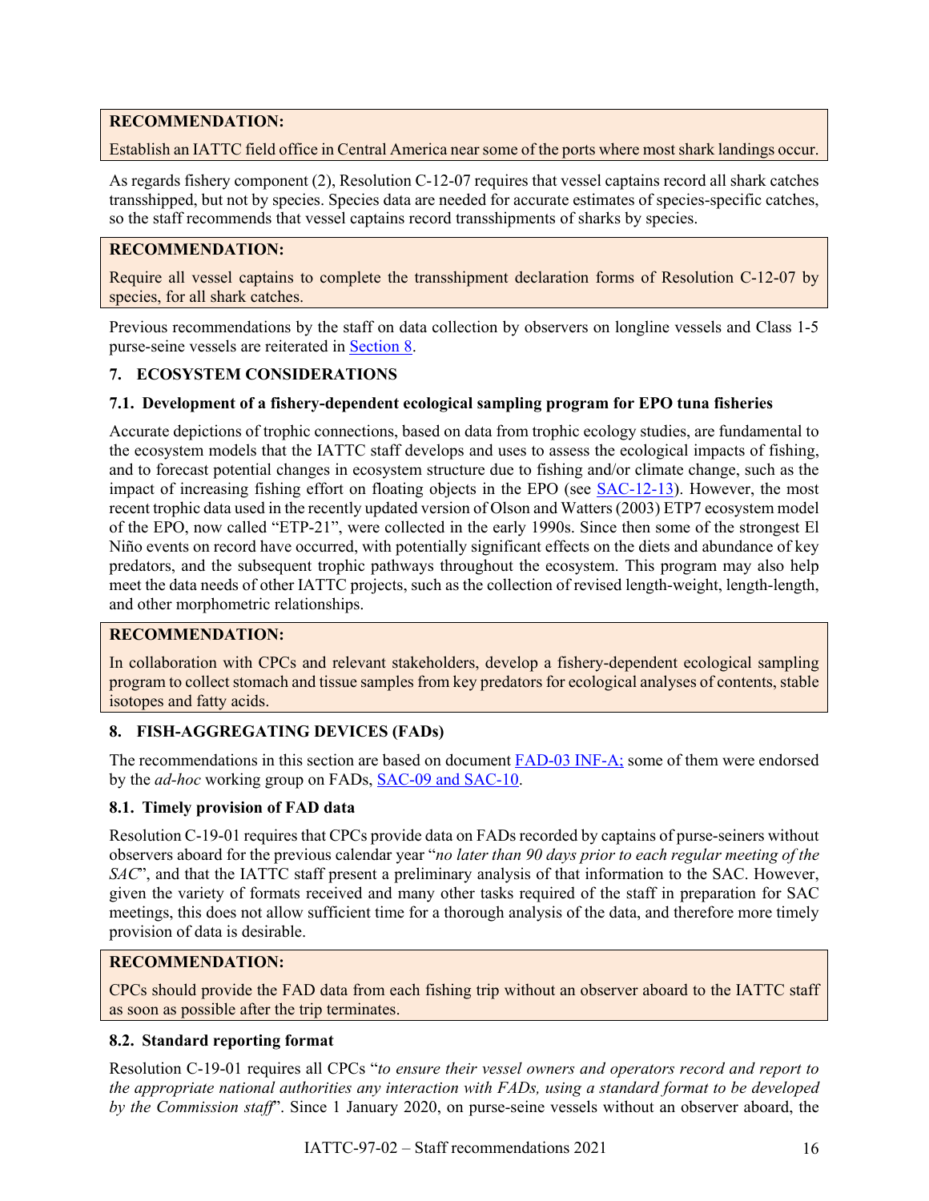**RECOMMENDATION:**

Establish an IATTC field office in Central America near some of the ports where most shark landings occur.

As regards fishery component (2), Resolution C-12-07 requires that vessel captains record all shark catches transshipped, but not by species. Species data are needed for accurate estimates of species-specific catches, so the staff recommends that vessel captains record transshipments of sharks by species.

**RECOMMENDATION:**

Require all vessel captains to complete the transshipment declaration forms of Resolution C-12-07 by species, for all shark catches.

Previous recommendations by the staff on data collection by observers on longline vessels and Class 1-5 purse-seine vessels are reiterated in Section 8.

## 7. ECOSYSTEM CONSIDERATIONS

### 7.1. Development of a fishery-dependent ecological sampling program for EPO tuna fisheries

Accurate depictions of trophic connections, based on data from trophic ecology studies, are fundamental to the ecosystem models that the IATTC staff develops and uses to assess the ecological impacts of fishing, and to forecast potential changes in ecosystem structure due to fishing and/or climate change, such as the impact of increasing fishing effort on floating objects in the EPO (see SAC-12-13). However, the most recent trophic data used in the recently updated version of Olson and Watters (2003) ETP7 ecosystem model of the EPO, now called "ETP-21", were collected in the early 1990s. Since then some of the strongest El Niño events on record have occurred, with potentially significant effects on the diets and abundance of key predators, and the subsequent trophic pathways throughout the ecosystem. This program may also help meet the data needs of other IATTC projects, such as the collection of revised length-weight, length-length, and other morphometric relationships.

**RECOMMENDATION:**

In collaboration with CPCs and relevant stakeholders, develop a fishery-dependent ecological sampling program to collect stomach and tissue samples from key predators for ecological analyses of contents, stable isotopes and fatty acids.

## 8. FISH-AGGREGATING DEVICES (FADs)

The recommendations in this section are based on document FAD-03 INF-A; some of them were endorsed by the *ad-hoc* working group on FADs, SAC-09 and SAC-10.

### 8.1. Timely provision of FAD data

Resolution C-19-01 requires that CPCs provide data on FADs recorded by captains of purse-seiners without observers aboard for the previous calendar year "*no later than 90 days prior to each regular meeting of the SAC*", and that the IATTC staff present a preliminary analysis of that information to the SAC. However, given the variety of formats received and many other tasks required of the staff in preparation for SAC meetings, this does not allow sufficient time for a thorough analysis of the data, and therefore more timely provision of data is desirable.

**RECOMMENDATION:**

CPCs should provide the FAD data from each fishing trip without an observer aboard to the IATTC staff as soon as possible after the trip terminates.

### 8.2. Standard reporting format

Resolution C-19-01 requires all CPCs "*to ensure their vessel owners and operators record and report to the appropriate national authorities any interaction with FADs, using a standard format to be developed by the Commission staff*". Since 1 January 2020, on purse-seine vessels without an observer aboard, the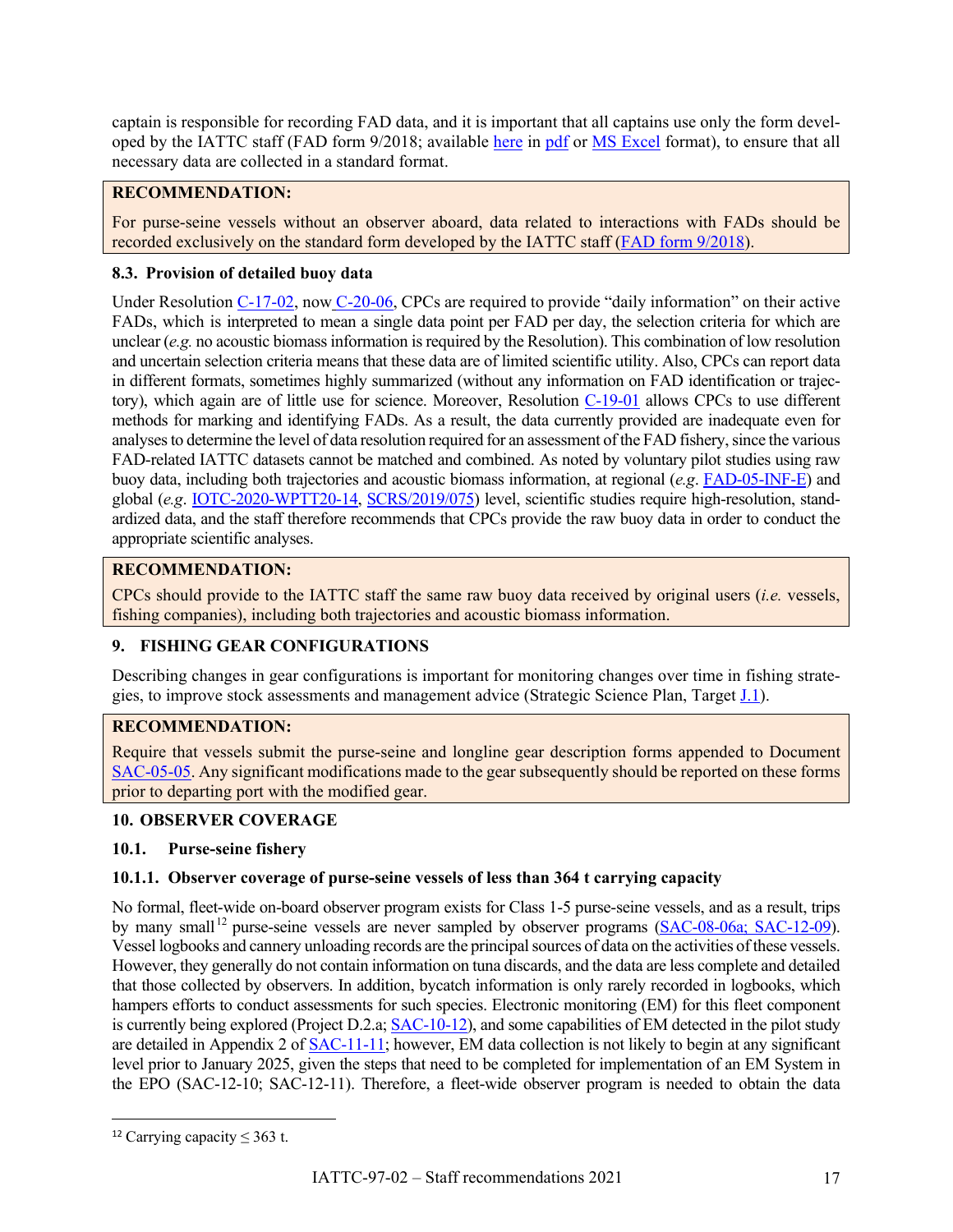captain is responsible for recording FAD data, and it is important that all captains use only the form developed by the IATTC staff (FAD form 9/2018; available here in pdf or MS Excel format), to ensure that all necessary data are collected in a standard format.

> **RECOMMENDATION:**
>
> For purse-seine vessels without an observer aboard, data related to interactions with FADs should be recorded exclusively on the standard form developed by the IATTC staff (FAD form 9/2018).

### 8.3. Provision of detailed buoy data

Under Resolution C-17-02, now C-20-06, CPCs are required to provide "daily information" on their active FADs, which is interpreted to mean a single data point per FAD per day, the selection criteria for which are unclear (*e.g.* no acoustic biomass information is required by the Resolution). This combination of low resolution and uncertain selection criteria means that these data are of limited scientific utility. Also, CPCs can report data in different formats, sometimes highly summarized (without any information on FAD identification or trajectory), which again are of little use for science. Moreover, Resolution C-19-01 allows CPCs to use different methods for marking and identifying FADs. As a result, the data currently provided are inadequate even for analyses to determine the level of data resolution required for an assessment of the FAD fishery, since the various FAD-related IATTC datasets cannot be matched and combined. As noted by voluntary pilot studies using raw buoy data, including both trajectories and acoustic biomass information, at regional (*e.g*. FAD-05-INF-E) and global (*e.g*. IOTC-2020-WPTT20-14, SCRS/2019/075) level, scientific studies require high-resolution, standardized data, and the staff therefore recommends that CPCs provide the raw buoy data in order to conduct the appropriate scientific analyses.

> **RECOMMENDATION:**
>
> CPCs should provide to the IATTC staff the same raw buoy data received by original users (*i.e.* vessels, fishing companies), including both trajectories and acoustic biomass information.

## 9. FISHING GEAR CONFIGURATIONS

Describing changes in gear configurations is important for monitoring changes over time in fishing strategies, to improve stock assessments and management advice (Strategic Science Plan, Target J.1).

> **RECOMMENDATION:**
>
> Require that vessels submit the purse-seine and longline gear description forms appended to Document SAC-05-05. Any significant modifications made to the gear subsequently should be reported on these forms prior to departing port with the modified gear.

## 10. OBSERVER COVERAGE

### 10.1. Purse-seine fishery

#### 10.1.1. Observer coverage of purse-seine vessels of less than 364 t carrying capacity

No formal, fleet-wide on-board observer program exists for Class 1-5 purse-seine vessels, and as a result, trips by many small[12] purse-seine vessels are never sampled by observer programs (SAC-08-06a; SAC-12-09). Vessel logbooks and cannery unloading records are the principal sources of data on the activities of these vessels. However, they generally do not contain information on tuna discards, and the data are less complete and detailed that those collected by observers. In addition, bycatch information is only rarely recorded in logbooks, which hampers efforts to conduct assessments for such species. Electronic monitoring (EM) for this fleet component is currently being explored (Project D.2.a; SAC-10-12), and some capabilities of EM detected in the pilot study are detailed in Appendix 2 of SAC-11-11; however, EM data collection is not likely to begin at any significant level prior to January 2025, given the steps that need to be completed for implementation of an EM System in the EPO (SAC-12-10; SAC-12-11). Therefore, a fleet-wide observer program is needed to obtain the data

[12] Carrying capacity ≤ 363 t.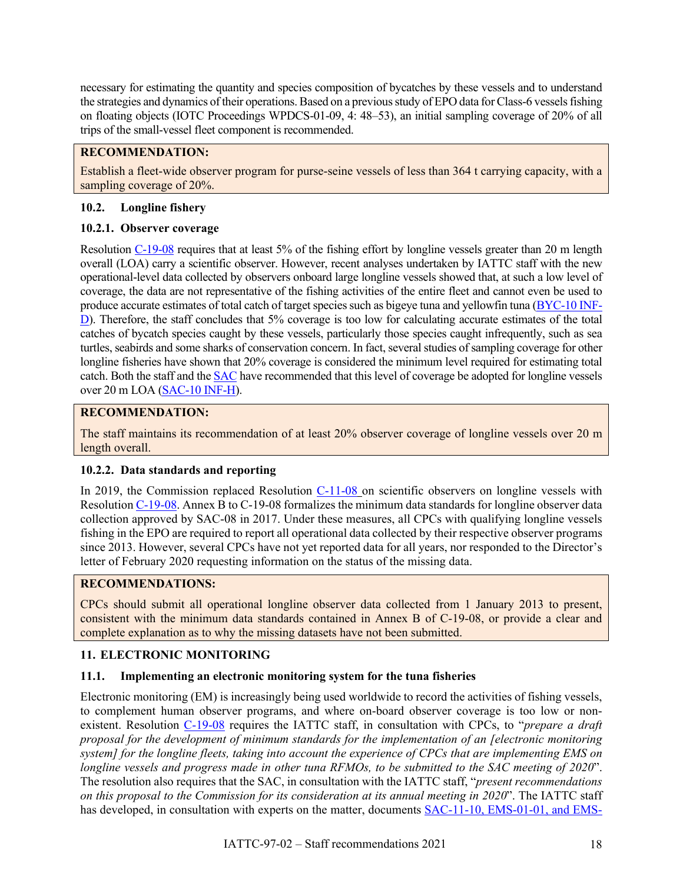necessary for estimating the quantity and species composition of bycatches by these vessels and to understand the strategies and dynamics of their operations. Based on a previous study of EPO data for Class-6 vessels fishing on floating objects (IOTC Proceedings WPDCS-01-09, 4: 48–53), an initial sampling coverage of 20% of all trips of the small-vessel fleet component is recommended.

**RECOMMENDATION:**

Establish a fleet-wide observer program for purse-seine vessels of less than 364 t carrying capacity, with a sampling coverage of 20%.

### 10.2. Longline fishery

#### 10.2.1. Observer coverage

Resolution C-19-08 requires that at least 5% of the fishing effort by longline vessels greater than 20 m length overall (LOA) carry a scientific observer. However, recent analyses undertaken by IATTC staff with the new operational-level data collected by observers onboard large longline vessels showed that, at such a low level of coverage, the data are not representative of the fishing activities of the entire fleet and cannot even be used to produce accurate estimates of total catch of target species such as bigeye tuna and yellowfin tuna (BYC-10 INF-D). Therefore, the staff concludes that 5% coverage is too low for calculating accurate estimates of the total catches of bycatch species caught by these vessels, particularly those species caught infrequently, such as sea turtles, seabirds and some sharks of conservation concern. In fact, several studies of sampling coverage for other longline fisheries have shown that 20% coverage is considered the minimum level required for estimating total catch. Both the staff and the SAC have recommended that this level of coverage be adopted for longline vessels over 20 m LOA (SAC-10 INF-H).

**RECOMMENDATION:**

The staff maintains its recommendation of at least 20% observer coverage of longline vessels over 20 m length overall.

#### 10.2.2. Data standards and reporting

In 2019, the Commission replaced Resolution C-11-08 on scientific observers on longline vessels with Resolution C-19-08. Annex B to C-19-08 formalizes the minimum data standards for longline observer data collection approved by SAC-08 in 2017. Under these measures, all CPCs with qualifying longline vessels fishing in the EPO are required to report all operational data collected by their respective observer programs since 2013. However, several CPCs have not yet reported data for all years, nor responded to the Director's letter of February 2020 requesting information on the status of the missing data.

**RECOMMENDATIONS:**

CPCs should submit all operational longline observer data collected from 1 January 2013 to present, consistent with the minimum data standards contained in Annex B of C-19-08, or provide a clear and complete explanation as to why the missing datasets have not been submitted.

## 11. ELECTRONIC MONITORING

### 11.1. Implementing an electronic monitoring system for the tuna fisheries

Electronic monitoring (EM) is increasingly being used worldwide to record the activities of fishing vessels, to complement human observer programs, and where on-board observer coverage is too low or non-existent. Resolution C-19-08 requires the IATTC staff, in consultation with CPCs, to "*prepare a draft proposal for the development of minimum standards for the implementation of an [electronic monitoring system] for the longline fleets, taking into account the experience of CPCs that are implementing EMS on longline vessels and progress made in other tuna RFMOs, to be submitted to the SAC meeting of 2020*". The resolution also requires that the SAC, in consultation with the IATTC staff, "*present recommendations on this proposal to the Commission for its consideration at its annual meeting in 2020*". The IATTC staff has developed, in consultation with experts on the matter, documents SAC-11-10, EMS-01-01, and EMS-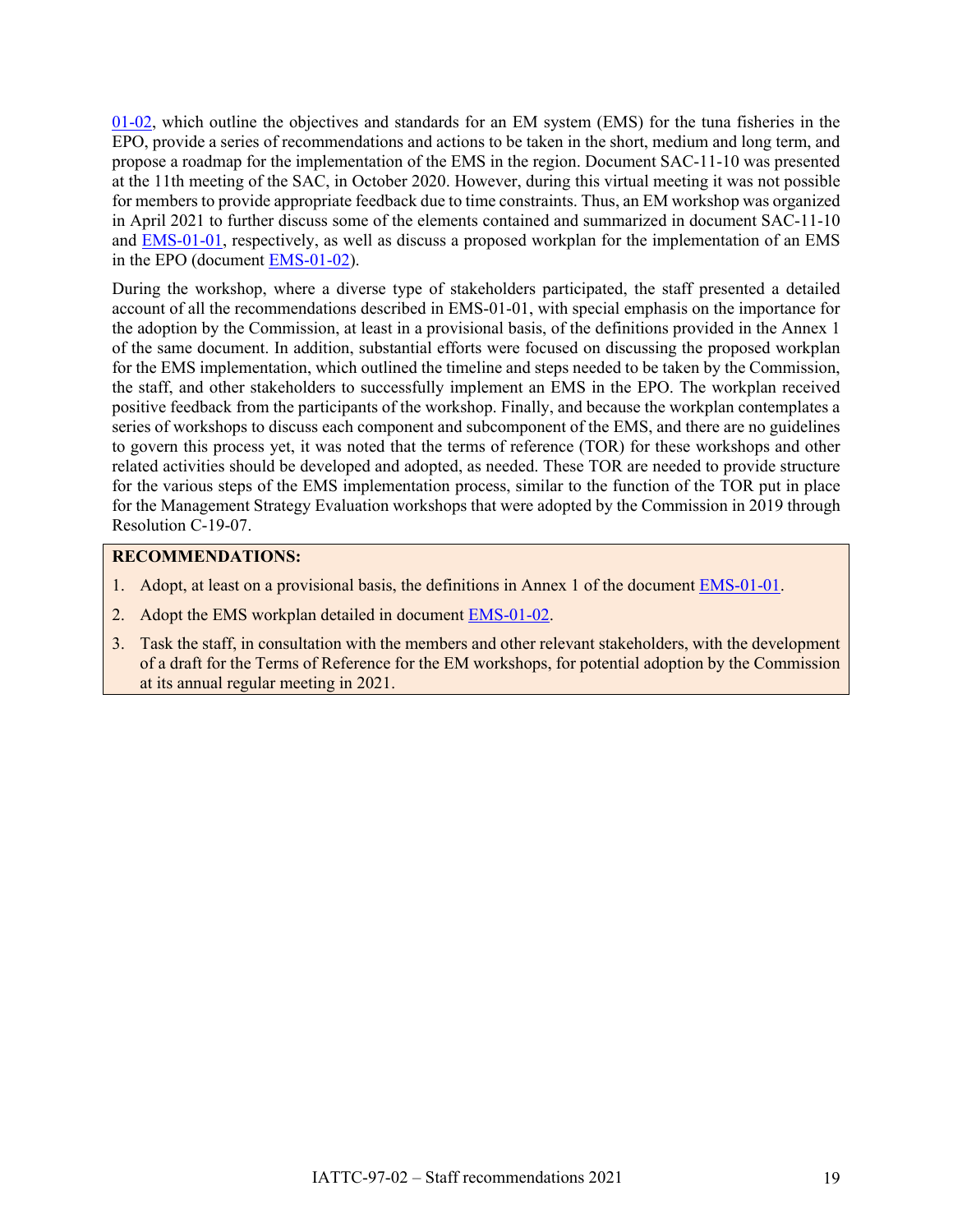01-02, which outline the objectives and standards for an EM system (EMS) for the tuna fisheries in the EPO, provide a series of recommendations and actions to be taken in the short, medium and long term, and propose a roadmap for the implementation of the EMS in the region. Document SAC-11-10 was presented at the 11th meeting of the SAC, in October 2020. However, during this virtual meeting it was not possible for members to provide appropriate feedback due to time constraints. Thus, an EM workshop was organized in April 2021 to further discuss some of the elements contained and summarized in document SAC-11-10 and EMS-01-01, respectively, as well as discuss a proposed workplan for the implementation of an EMS in the EPO (document EMS-01-02).

During the workshop, where a diverse type of stakeholders participated, the staff presented a detailed account of all the recommendations described in EMS-01-01, with special emphasis on the importance for the adoption by the Commission, at least in a provisional basis, of the definitions provided in the Annex 1 of the same document. In addition, substantial efforts were focused on discussing the proposed workplan for the EMS implementation, which outlined the timeline and steps needed to be taken by the Commission, the staff, and other stakeholders to successfully implement an EMS in the EPO. The workplan received positive feedback from the participants of the workshop. Finally, and because the workplan contemplates a series of workshops to discuss each component and subcomponent of the EMS, and there are no guidelines to govern this process yet, it was noted that the terms of reference (TOR) for these workshops and other related activities should be developed and adopted, as needed. These TOR are needed to provide structure for the various steps of the EMS implementation process, similar to the function of the TOR put in place for the Management Strategy Evaluation workshops that were adopted by the Commission in 2019 through Resolution C-19-07.

**RECOMMENDATIONS:**

1. Adopt, at least on a provisional basis, the definitions in Annex 1 of the document EMS-01-01.
2. Adopt the EMS workplan detailed in document EMS-01-02.
3. Task the staff, in consultation with the members and other relevant stakeholders, with the development of a draft for the Terms of Reference for the EM workshops, for potential adoption by the Commission at its annual regular meeting in 2021.